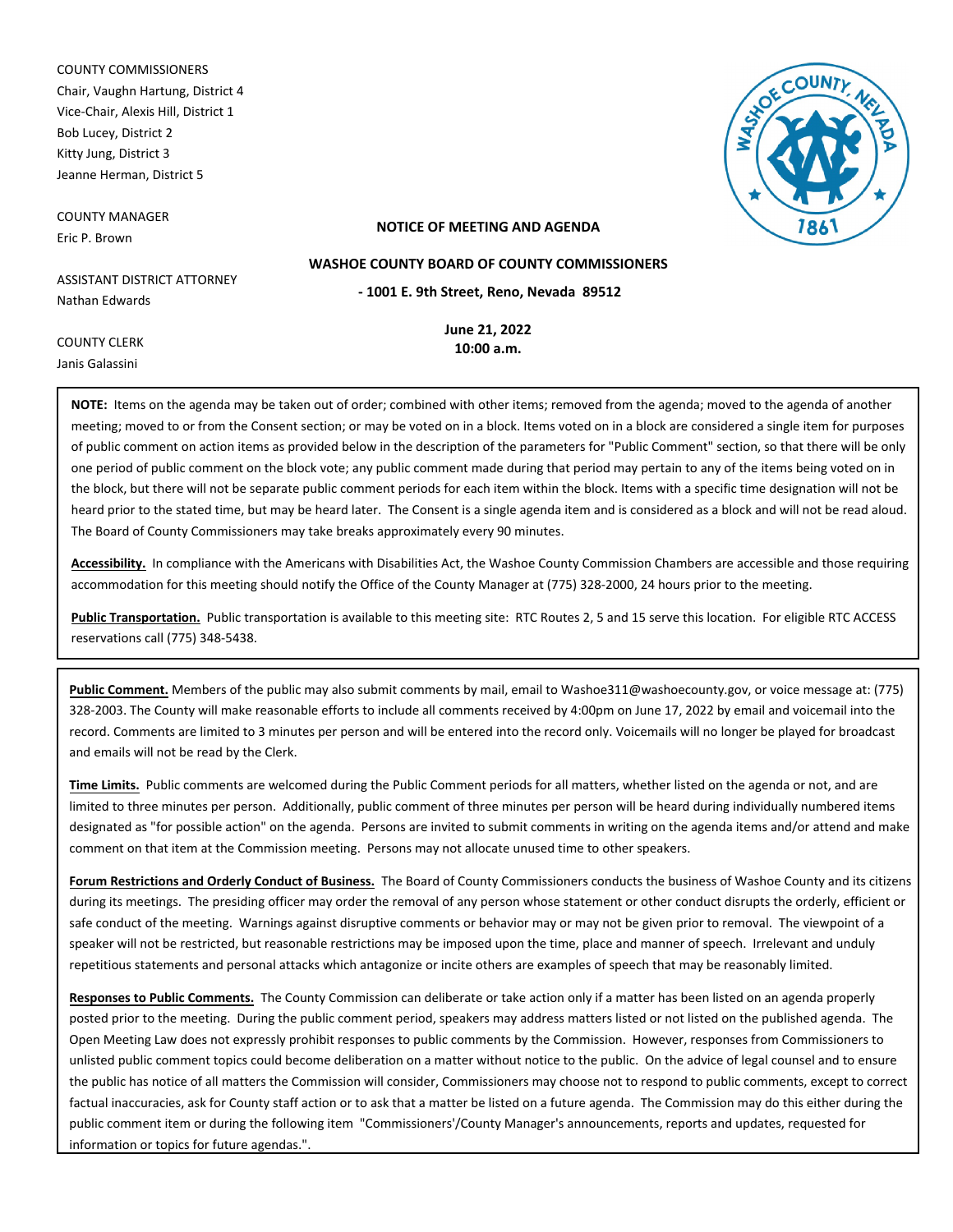COUNTY COMMISSIONERS
Chair, Vaughn Hartung, District 4
Vice-Chair, Alexis Hill, District 1
Bob Lucey, District 2
Kitty Jung, District 3
Jeanne Herman, District 5

COUNTY MANAGER
Eric P. Brown

ASSISTANT DISTRICT ATTORNEY
Nathan Edwards

COUNTY CLERK
Janis Galassini

**NOTICE OF MEETING AND AGENDA**

**WASHOE COUNTY BOARD OF COUNTY COMMISSIONERS**

**- 1001 E. 9th Street, Reno, Nevada 89512**

**June 21, 2022**
**10:00 a.m.**

**NOTE:** Items on the agenda may be taken out of order; combined with other items; removed from the agenda; moved to the agenda of another meeting; moved to or from the Consent section; or may be voted on in a block. Items voted on in a block are considered a single item for purposes of public comment on action items as provided below in the description of the parameters for "Public Comment" section, so that there will be only one period of public comment on the block vote; any public comment made during that period may pertain to any of the items being voted on in the block, but there will not be separate public comment periods for each item within the block. Items with a specific time designation will not be heard prior to the stated time, but may be heard later. The Consent is a single agenda item and is considered as a block and will not be read aloud. The Board of County Commissioners may take breaks approximately every 90 minutes.

**Accessibility.** In compliance with the Americans with Disabilities Act, the Washoe County Commission Chambers are accessible and those requiring accommodation for this meeting should notify the Office of the County Manager at (775) 328-2000, 24 hours prior to the meeting.

**Public Transportation.** Public transportation is available to this meeting site: RTC Routes 2, 5 and 15 serve this location. For eligible RTC ACCESS reservations call (775) 348-5438.

**Public Comment.** Members of the public may also submit comments by mail, email to Washoe311@washoecounty.gov, or voice message at: (775) 328-2003. The County will make reasonable efforts to include all comments received by 4:00pm on June 17, 2022 by email and voicemail into the record. Comments are limited to 3 minutes per person and will be entered into the record only. Voicemails will no longer be played for broadcast and emails will not be read by the Clerk.

**Time Limits.** Public comments are welcomed during the Public Comment periods for all matters, whether listed on the agenda or not, and are limited to three minutes per person. Additionally, public comment of three minutes per person will be heard during individually numbered items designated as "for possible action" on the agenda. Persons are invited to submit comments in writing on the agenda items and/or attend and make comment on that item at the Commission meeting. Persons may not allocate unused time to other speakers.

**Forum Restrictions and Orderly Conduct of Business.** The Board of County Commissioners conducts the business of Washoe County and its citizens during its meetings. The presiding officer may order the removal of any person whose statement or other conduct disrupts the orderly, efficient or safe conduct of the meeting. Warnings against disruptive comments or behavior may or may not be given prior to removal. The viewpoint of a speaker will not be restricted, but reasonable restrictions may be imposed upon the time, place and manner of speech. Irrelevant and unduly repetitious statements and personal attacks which antagonize or incite others are examples of speech that may be reasonably limited.

**Responses to Public Comments.** The County Commission can deliberate or take action only if a matter has been listed on an agenda properly posted prior to the meeting. During the public comment period, speakers may address matters listed or not listed on the published agenda. The Open Meeting Law does not expressly prohibit responses to public comments by the Commission. However, responses from Commissioners to unlisted public comment topics could become deliberation on a matter without notice to the public. On the advice of legal counsel and to ensure the public has notice of all matters the Commission will consider, Commissioners may choose not to respond to public comments, except to correct factual inaccuracies, ask for County staff action or to ask that a matter be listed on a future agenda. The Commission may do this either during the public comment item or during the following item "Commissioners'/County Manager's announcements, reports and updates, requested for information or topics for future agendas.".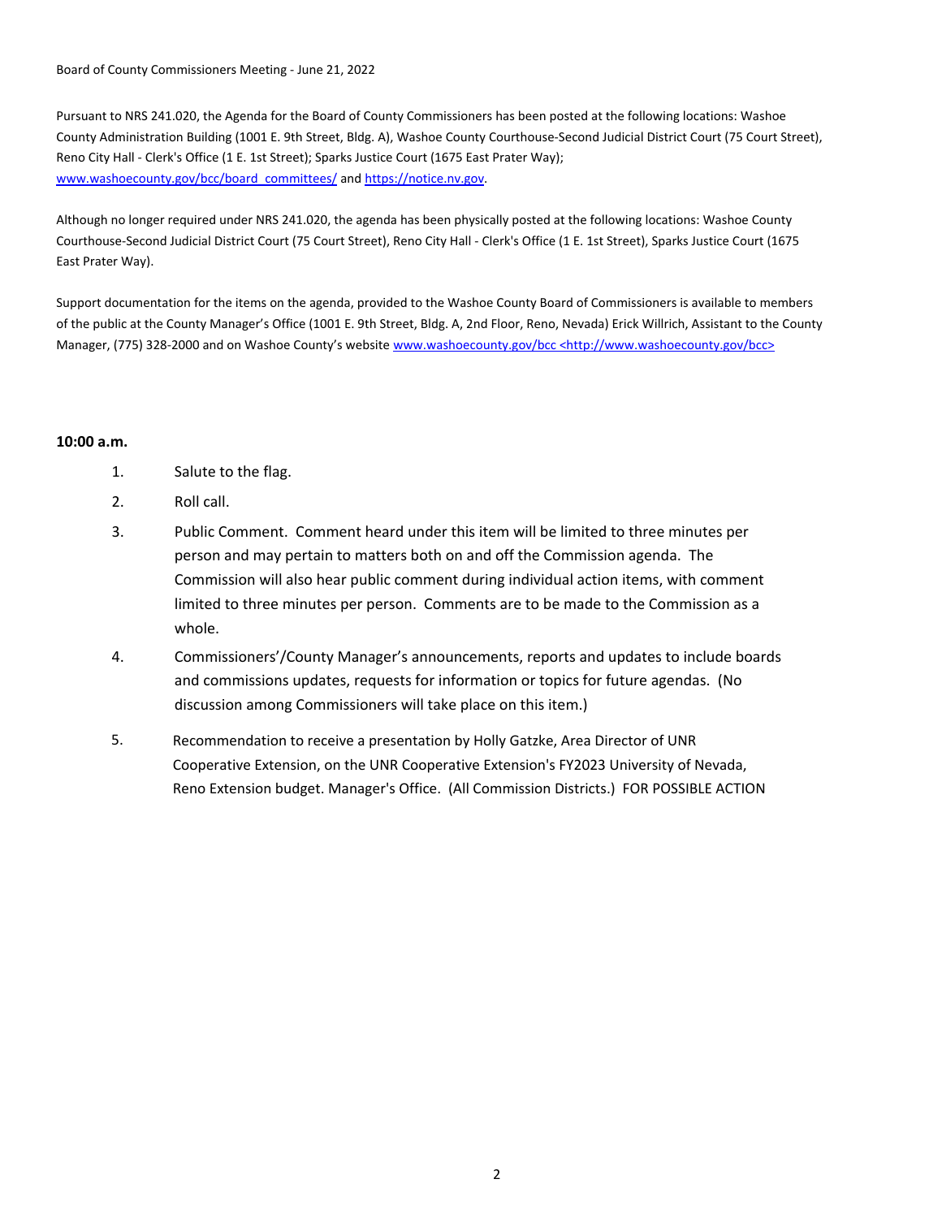Board of County Commissioners Meeting - June 21, 2022

Pursuant to NRS 241.020, the Agenda for the Board of County Commissioners has been posted at the following locations: Washoe County Administration Building (1001 E. 9th Street, Bldg. A), Washoe County Courthouse-Second Judicial District Court (75 Court Street), Reno City Hall - Clerk's Office (1 E. 1st Street); Sparks Justice Court (1675 East Prater Way); www.washoecounty.gov/bcc/board_committees/ and https://notice.nv.gov.

Although no longer required under NRS 241.020, the agenda has been physically posted at the following locations: Washoe County Courthouse-Second Judicial District Court (75 Court Street), Reno City Hall - Clerk's Office (1 E. 1st Street), Sparks Justice Court (1675 East Prater Way).

Support documentation for the items on the agenda, provided to the Washoe County Board of Commissioners is available to members of the public at the County Manager's Office (1001 E. 9th Street, Bldg. A, 2nd Floor, Reno, Nevada) Erick Willrich, Assistant to the County Manager, (775) 328-2000 and on Washoe County's website www.washoecounty.gov/bcc <http://www.washoecounty.gov/bcc>

**10:00 a.m.**

1. Salute to the flag.
2. Roll call.
3. Public Comment. Comment heard under this item will be limited to three minutes per person and may pertain to matters both on and off the Commission agenda. The Commission will also hear public comment during individual action items, with comment limited to three minutes per person. Comments are to be made to the Commission as a whole.
4. Commissioners'/County Manager's announcements, reports and updates to include boards and commissions updates, requests for information or topics for future agendas. (No discussion among Commissioners will take place on this item.)
5. Recommendation to receive a presentation by Holly Gatzke, Area Director of UNR Cooperative Extension, on the UNR Cooperative Extension's FY2023 University of Nevada, Reno Extension budget. Manager's Office. (All Commission Districts.) FOR POSSIBLE ACTION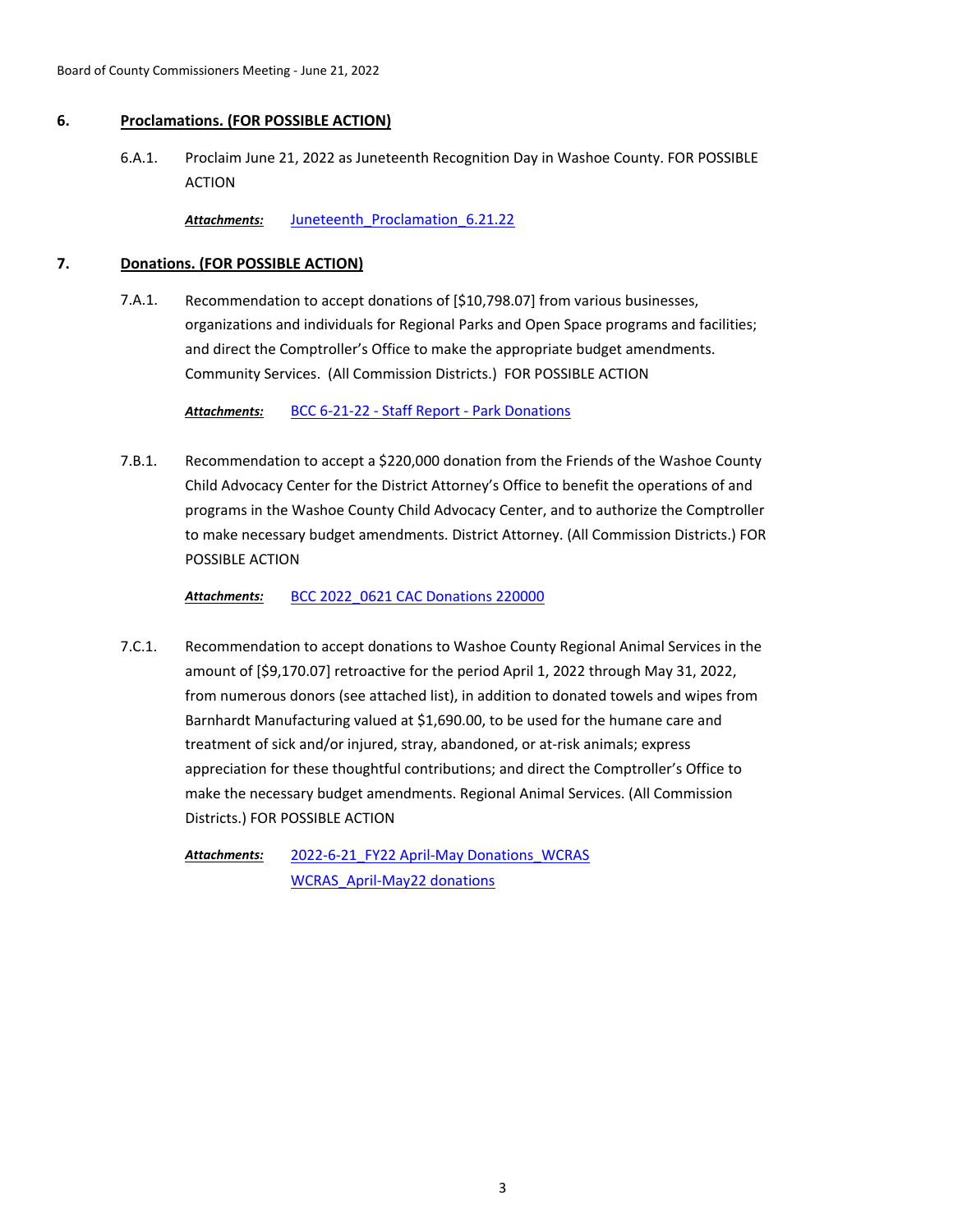## 6. Proclamations. (FOR POSSIBLE ACTION)

6.A.1. Proclaim June 21, 2022 as Juneteenth Recognition Day in Washoe County. FOR POSSIBLE ACTION

***Attachments:*** Juneteenth_Proclamation_6.21.22

## 7. Donations. (FOR POSSIBLE ACTION)

7.A.1. Recommendation to accept donations of [$10,798.07] from various businesses, organizations and individuals for Regional Parks and Open Space programs and facilities; and direct the Comptroller's Office to make the appropriate budget amendments. Community Services. (All Commission Districts.) FOR POSSIBLE ACTION

***Attachments:*** BCC 6-21-22 - Staff Report - Park Donations

7.B.1. Recommendation to accept a $220,000 donation from the Friends of the Washoe County Child Advocacy Center for the District Attorney's Office to benefit the operations of and programs in the Washoe County Child Advocacy Center, and to authorize the Comptroller to make necessary budget amendments. District Attorney. (All Commission Districts.) FOR POSSIBLE ACTION

***Attachments:*** BCC 2022_0621 CAC Donations 220000

7.C.1. Recommendation to accept donations to Washoe County Regional Animal Services in the amount of [$9,170.07] retroactive for the period April 1, 2022 through May 31, 2022, from numerous donors (see attached list), in addition to donated towels and wipes from Barnhardt Manufacturing valued at $1,690.00, to be used for the humane care and treatment of sick and/or injured, stray, abandoned, or at-risk animals; express appreciation for these thoughtful contributions; and direct the Comptroller's Office to make the necessary budget amendments. Regional Animal Services. (All Commission Districts.) FOR POSSIBLE ACTION

***Attachments:*** 2022-6-21_FY22 April-May Donations_WCRAS
WCRAS_April-May22 donations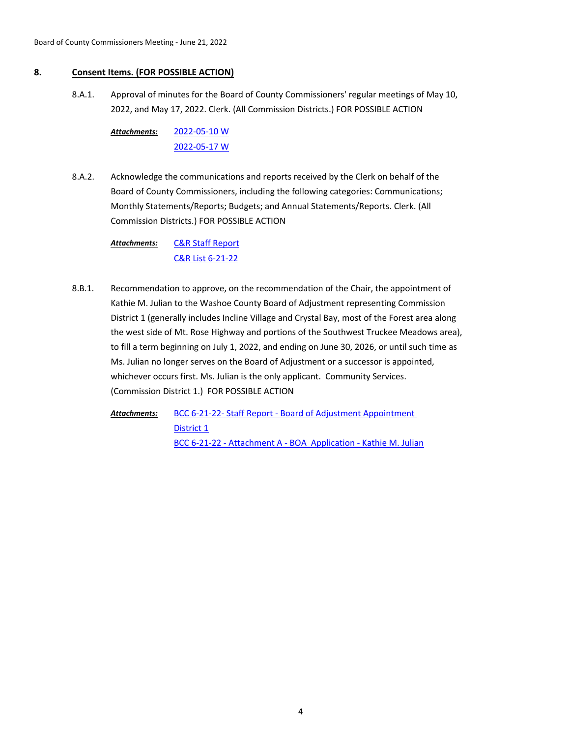## 8. Consent Items. (FOR POSSIBLE ACTION)

8.A.1. Approval of minutes for the Board of County Commissioners' regular meetings of May 10, 2022, and May 17, 2022. Clerk. (All Commission Districts.) FOR POSSIBLE ACTION

***Attachments:*** 2022-05-10 W
2022-05-17 W

8.A.2. Acknowledge the communications and reports received by the Clerk on behalf of the Board of County Commissioners, including the following categories: Communications; Monthly Statements/Reports; Budgets; and Annual Statements/Reports. Clerk. (All Commission Districts.) FOR POSSIBLE ACTION

***Attachments:*** C&R Staff Report
C&R List 6-21-22

8.B.1. Recommendation to approve, on the recommendation of the Chair, the appointment of Kathie M. Julian to the Washoe County Board of Adjustment representing Commission District 1 (generally includes Incline Village and Crystal Bay, most of the Forest area along the west side of Mt. Rose Highway and portions of the Southwest Truckee Meadows area), to fill a term beginning on July 1, 2022, and ending on June 30, 2026, or until such time as Ms. Julian no longer serves on the Board of Adjustment or a successor is appointed, whichever occurs first. Ms. Julian is the only applicant. Community Services. (Commission District 1.) FOR POSSIBLE ACTION

***Attachments:*** BCC 6-21-22- Staff Report - Board of Adjustment Appointment District 1
BCC 6-21-22 - Attachment A - BOA Application - Kathie M. Julian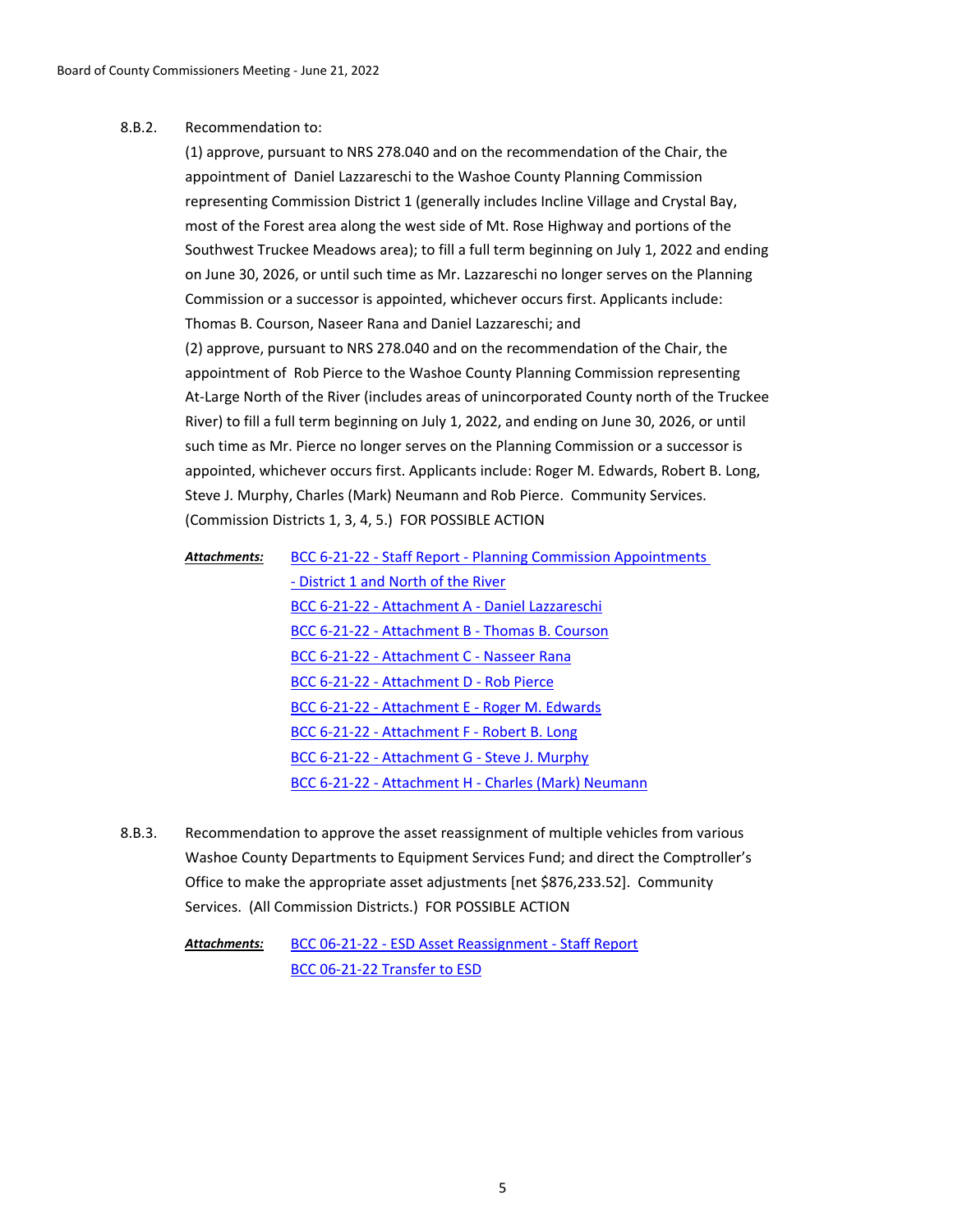8.B.2. Recommendation to:

(1) approve, pursuant to NRS 278.040 and on the recommendation of the Chair, the appointment of Daniel Lazzareschi to the Washoe County Planning Commission representing Commission District 1 (generally includes Incline Village and Crystal Bay, most of the Forest area along the west side of Mt. Rose Highway and portions of the Southwest Truckee Meadows area); to fill a full term beginning on July 1, 2022 and ending on June 30, 2026, or until such time as Mr. Lazzareschi no longer serves on the Planning Commission or a successor is appointed, whichever occurs first. Applicants include: Thomas B. Courson, Naseer Rana and Daniel Lazzareschi; and

(2) approve, pursuant to NRS 278.040 and on the recommendation of the Chair, the appointment of Rob Pierce to the Washoe County Planning Commission representing At-Large North of the River (includes areas of unincorporated County north of the Truckee River) to fill a full term beginning on July 1, 2022, and ending on June 30, 2026, or until such time as Mr. Pierce no longer serves on the Planning Commission or a successor is appointed, whichever occurs first. Applicants include: Roger M. Edwards, Robert B. Long, Steve J. Murphy, Charles (Mark) Neumann and Rob Pierce. Community Services. (Commission Districts 1, 3, 4, 5.) FOR POSSIBLE ACTION

***Attachments:***
BCC 6-21-22 - Staff Report - Planning Commission Appointments - District 1 and North of the River
BCC 6-21-22 - Attachment A - Daniel Lazzareschi
BCC 6-21-22 - Attachment B - Thomas B. Courson
BCC 6-21-22 - Attachment C - Nasseer Rana
BCC 6-21-22 - Attachment D - Rob Pierce
BCC 6-21-22 - Attachment E - Roger M. Edwards
BCC 6-21-22 - Attachment F - Robert B. Long
BCC 6-21-22 - Attachment G - Steve J. Murphy
BCC 6-21-22 - Attachment H - Charles (Mark) Neumann

8.B.3. Recommendation to approve the asset reassignment of multiple vehicles from various Washoe County Departments to Equipment Services Fund; and direct the Comptroller's Office to make the appropriate asset adjustments [net $876,233.52]. Community Services. (All Commission Districts.) FOR POSSIBLE ACTION

***Attachments:***
BCC 06-21-22 - ESD Asset Reassignment - Staff Report
BCC 06-21-22 Transfer to ESD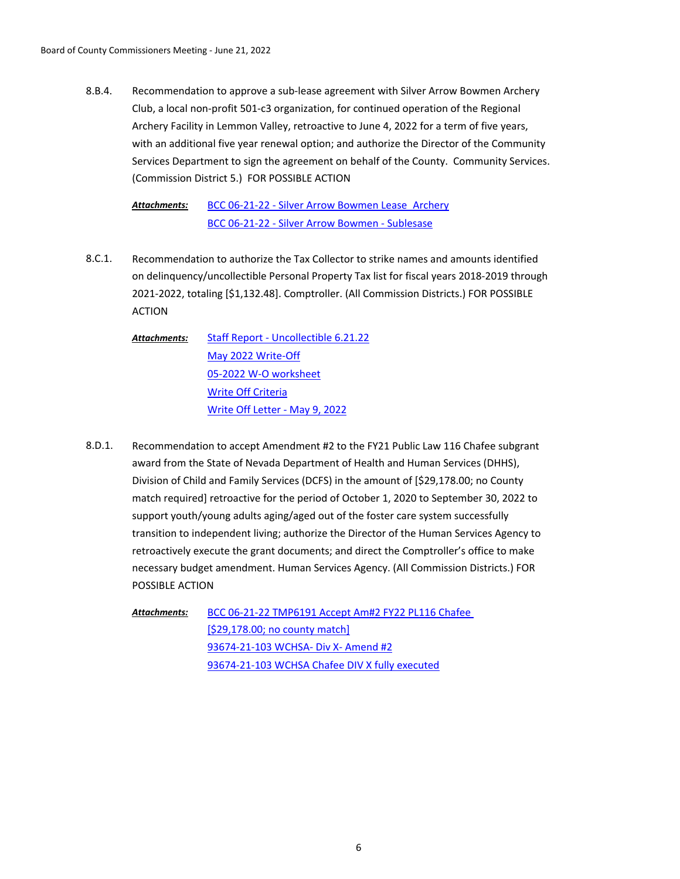8.B.4. Recommendation to approve a sub-lease agreement with Silver Arrow Bowmen Archery Club, a local non-profit 501-c3 organization, for continued operation of the Regional Archery Facility in Lemmon Valley, retroactive to June 4, 2022 for a term of five years, with an additional five year renewal option; and authorize the Director of the Community Services Department to sign the agreement on behalf of the County. Community Services. (Commission District 5.) FOR POSSIBLE ACTION

***Attachments:*** BCC 06-21-22 - Silver Arrow Bowmen Lease Archery
BCC 06-21-22 - Silver Arrow Bowmen - Sublesase

8.C.1. Recommendation to authorize the Tax Collector to strike names and amounts identified on delinquency/uncollectible Personal Property Tax list for fiscal years 2018-2019 through 2021-2022, totaling [$1,132.48]. Comptroller. (All Commission Districts.) FOR POSSIBLE ACTION

***Attachments:*** Staff Report - Uncollectible 6.21.22
May 2022 Write-Off
05-2022 W-O worksheet
Write Off Criteria
Write Off Letter - May 9, 2022

8.D.1. Recommendation to accept Amendment #2 to the FY21 Public Law 116 Chafee subgrant award from the State of Nevada Department of Health and Human Services (DHHS), Division of Child and Family Services (DCFS) in the amount of [$29,178.00; no County match required] retroactive for the period of October 1, 2020 to September 30, 2022 to support youth/young adults aging/aged out of the foster care system successfully transition to independent living; authorize the Director of the Human Services Agency to retroactively execute the grant documents; and direct the Comptroller's office to make necessary budget amendment. Human Services Agency. (All Commission Districts.) FOR POSSIBLE ACTION

***Attachments:*** BCC 06-21-22 TMP6191 Accept Am#2 FY22 PL116 Chafee [$29,178.00; no county match]
93674-21-103 WCHSA- Div X- Amend #2
93674-21-103 WCHSA Chafee DIV X fully executed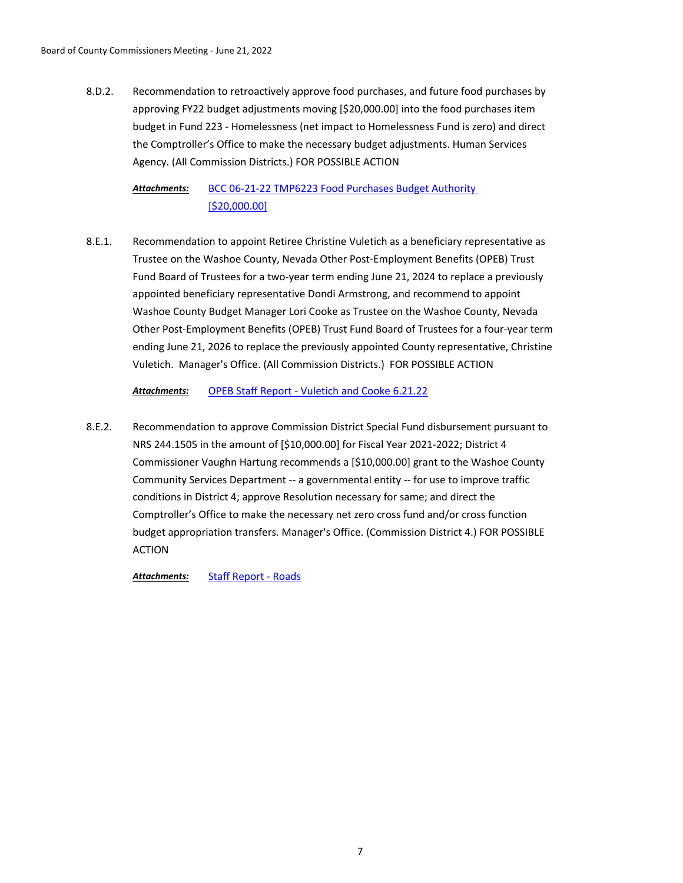8.D.2. Recommendation to retroactively approve food purchases, and future food purchases by approving FY22 budget adjustments moving [$20,000.00] into the food purchases item budget in Fund 223 - Homelessness (net impact to Homelessness Fund is zero) and direct the Comptroller's Office to make the necessary budget adjustments. Human Services Agency. (All Commission Districts.) FOR POSSIBLE ACTION

***Attachments:*** BCC 06-21-22 TMP6223 Food Purchases Budget Authority [$20,000.00]

8.E.1. Recommendation to appoint Retiree Christine Vuletich as a beneficiary representative as Trustee on the Washoe County, Nevada Other Post-Employment Benefits (OPEB) Trust Fund Board of Trustees for a two-year term ending June 21, 2024 to replace a previously appointed beneficiary representative Dondi Armstrong, and recommend to appoint Washoe County Budget Manager Lori Cooke as Trustee on the Washoe County, Nevada Other Post-Employment Benefits (OPEB) Trust Fund Board of Trustees for a four-year term ending June 21, 2026 to replace the previously appointed County representative, Christine Vuletich. Manager's Office. (All Commission Districts.) FOR POSSIBLE ACTION

***Attachments:*** OPEB Staff Report - Vuletich and Cooke 6.21.22

8.E.2. Recommendation to approve Commission District Special Fund disbursement pursuant to NRS 244.1505 in the amount of [$10,000.00] for Fiscal Year 2021-2022; District 4 Commissioner Vaughn Hartung recommends a [$10,000.00] grant to the Washoe County Community Services Department -- a governmental entity -- for use to improve traffic conditions in District 4; approve Resolution necessary for same; and direct the Comptroller's Office to make the necessary net zero cross fund and/or cross function budget appropriation transfers. Manager's Office. (Commission District 4.) FOR POSSIBLE ACTION

***Attachments:*** Staff Report - Roads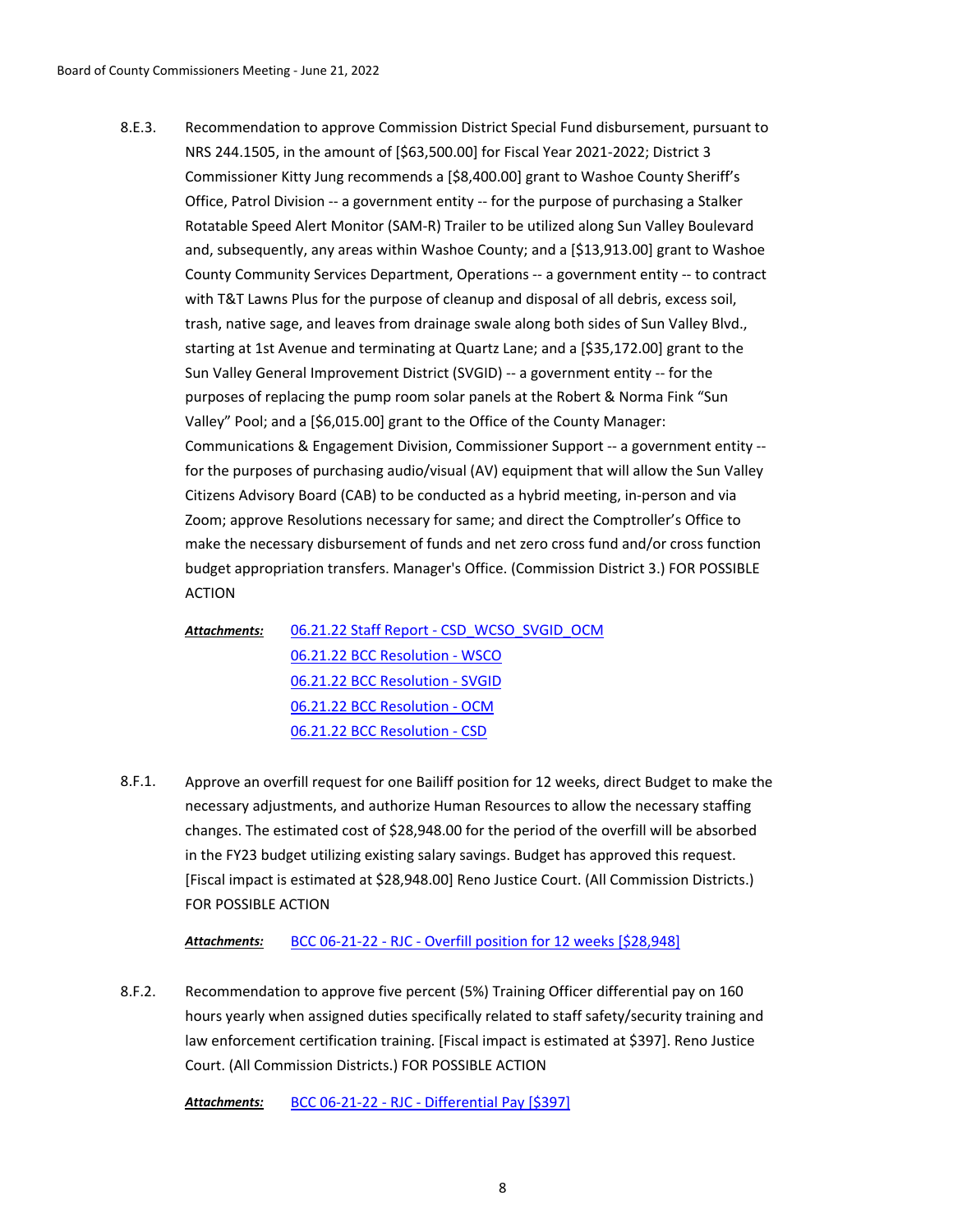8.E.3. Recommendation to approve Commission District Special Fund disbursement, pursuant to NRS 244.1505, in the amount of [$63,500.00] for Fiscal Year 2021-2022; District 3 Commissioner Kitty Jung recommends a [$8,400.00] grant to Washoe County Sheriff's Office, Patrol Division -- a government entity -- for the purpose of purchasing a Stalker Rotatable Speed Alert Monitor (SAM-R) Trailer to be utilized along Sun Valley Boulevard and, subsequently, any areas within Washoe County; and a [$13,913.00] grant to Washoe County Community Services Department, Operations -- a government entity -- to contract with T&T Lawns Plus for the purpose of cleanup and disposal of all debris, excess soil, trash, native sage, and leaves from drainage swale along both sides of Sun Valley Blvd., starting at 1st Avenue and terminating at Quartz Lane; and a [$35,172.00] grant to the Sun Valley General Improvement District (SVGID) -- a government entity -- for the purposes of replacing the pump room solar panels at the Robert & Norma Fink "Sun Valley" Pool; and a [$6,015.00] grant to the Office of the County Manager: Communications & Engagement Division, Commissioner Support -- a government entity -- for the purposes of purchasing audio/visual (AV) equipment that will allow the Sun Valley Citizens Advisory Board (CAB) to be conducted as a hybrid meeting, in-person and via Zoom; approve Resolutions necessary for same; and direct the Comptroller's Office to make the necessary disbursement of funds and net zero cross fund and/or cross function budget appropriation transfers. Manager's Office. (Commission District 3.) FOR POSSIBLE ACTION

***Attachments:*** 06.21.22 Staff Report - CSD_WCSO_SVGID_OCM
06.21.22 BCC Resolution - WSCO
06.21.22 BCC Resolution - SVGID
06.21.22 BCC Resolution - OCM
06.21.22 BCC Resolution - CSD

8.F.1. Approve an overfill request for one Bailiff position for 12 weeks, direct Budget to make the necessary adjustments, and authorize Human Resources to allow the necessary staffing changes. The estimated cost of $28,948.00 for the period of the overfill will be absorbed in the FY23 budget utilizing existing salary savings. Budget has approved this request. [Fiscal impact is estimated at $28,948.00] Reno Justice Court. (All Commission Districts.) FOR POSSIBLE ACTION

***Attachments:*** BCC 06-21-22 - RJC - Overfill position for 12 weeks [$28,948]

8.F.2. Recommendation to approve five percent (5%) Training Officer differential pay on 160 hours yearly when assigned duties specifically related to staff safety/security training and law enforcement certification training. [Fiscal impact is estimated at $397]. Reno Justice Court. (All Commission Districts.) FOR POSSIBLE ACTION

***Attachments:*** BCC 06-21-22 - RJC - Differential Pay [$397]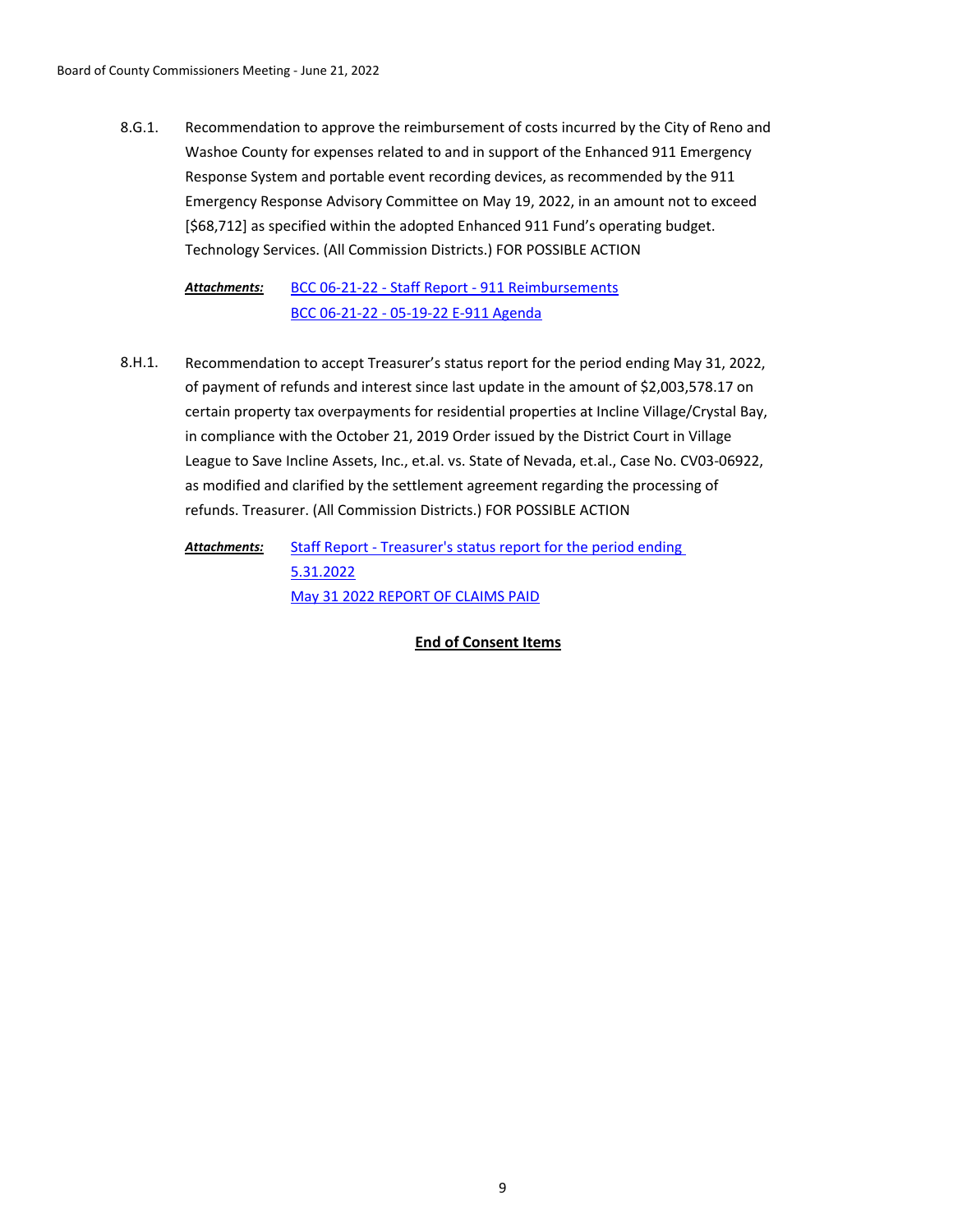8.G.1. Recommendation to approve the reimbursement of costs incurred by the City of Reno and Washoe County for expenses related to and in support of the Enhanced 911 Emergency Response System and portable event recording devices, as recommended by the 911 Emergency Response Advisory Committee on May 19, 2022, in an amount not to exceed [$68,712] as specified within the adopted Enhanced 911 Fund's operating budget. Technology Services. (All Commission Districts.) FOR POSSIBLE ACTION

***Attachments:*** BCC 06-21-22 - Staff Report - 911 Reimbursements
BCC 06-21-22 - 05-19-22 E-911 Agenda

8.H.1. Recommendation to accept Treasurer's status report for the period ending May 31, 2022, of payment of refunds and interest since last update in the amount of $2,003,578.17 on certain property tax overpayments for residential properties at Incline Village/Crystal Bay, in compliance with the October 21, 2019 Order issued by the District Court in Village League to Save Incline Assets, Inc., et.al. vs. State of Nevada, et.al., Case No. CV03-06922, as modified and clarified by the settlement agreement regarding the processing of refunds. Treasurer. (All Commission Districts.) FOR POSSIBLE ACTION

***Attachments:*** Staff Report - Treasurer's status report for the period ending 5.31.2022
May 31 2022 REPORT OF CLAIMS PAID

**End of Consent Items**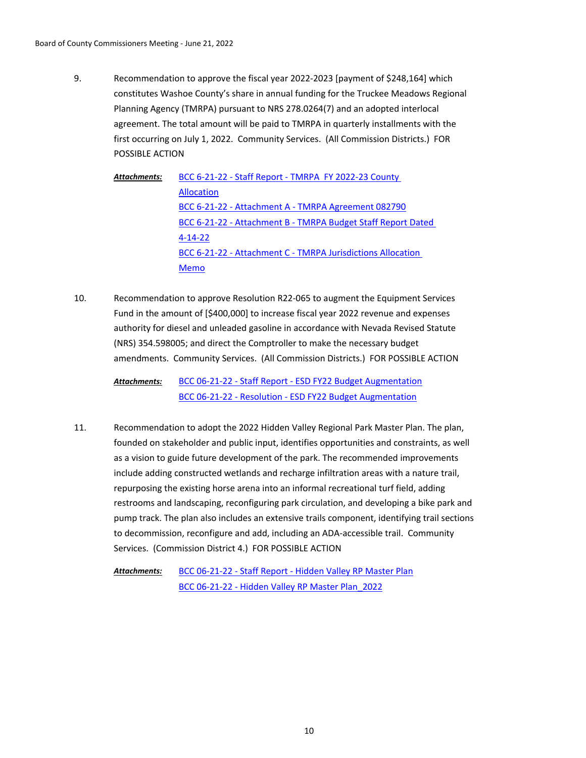9. Recommendation to approve the fiscal year 2022-2023 [payment of $248,164] which constitutes Washoe County's share in annual funding for the Truckee Meadows Regional Planning Agency (TMRPA) pursuant to NRS 278.0264(7) and an adopted interlocal agreement. The total amount will be paid to TMRPA in quarterly installments with the first occurring on July 1, 2022. Community Services. (All Commission Districts.) FOR POSSIBLE ACTION

   ***Attachments:*** BCC 6-21-22 - Staff Report - TMRPA FY 2022-23 County Allocation
   BCC 6-21-22 - Attachment A - TMRPA Agreement 082790
   BCC 6-21-22 - Attachment B - TMRPA Budget Staff Report Dated 4-14-22
   BCC 6-21-22 - Attachment C - TMRPA Jurisdictions Allocation Memo

10. Recommendation to approve Resolution R22-065 to augment the Equipment Services Fund in the amount of [$400,000] to increase fiscal year 2022 revenue and expenses authority for diesel and unleaded gasoline in accordance with Nevada Revised Statute (NRS) 354.598005; and direct the Comptroller to make the necessary budget amendments. Community Services. (All Commission Districts.) FOR POSSIBLE ACTION

    ***Attachments:*** BCC 06-21-22 - Staff Report - ESD FY22 Budget Augmentation
    BCC 06-21-22 - Resolution - ESD FY22 Budget Augmentation

11. Recommendation to adopt the 2022 Hidden Valley Regional Park Master Plan. The plan, founded on stakeholder and public input, identifies opportunities and constraints, as well as a vision to guide future development of the park. The recommended improvements include adding constructed wetlands and recharge infiltration areas with a nature trail, repurposing the existing horse arena into an informal recreational turf field, adding restrooms and landscaping, reconfiguring park circulation, and developing a bike park and pump track. The plan also includes an extensive trails component, identifying trail sections to decommission, reconfigure and add, including an ADA-accessible trail. Community Services. (Commission District 4.) FOR POSSIBLE ACTION

    ***Attachments:*** BCC 06-21-22 - Staff Report - Hidden Valley RP Master Plan
    BCC 06-21-22 - Hidden Valley RP Master Plan_2022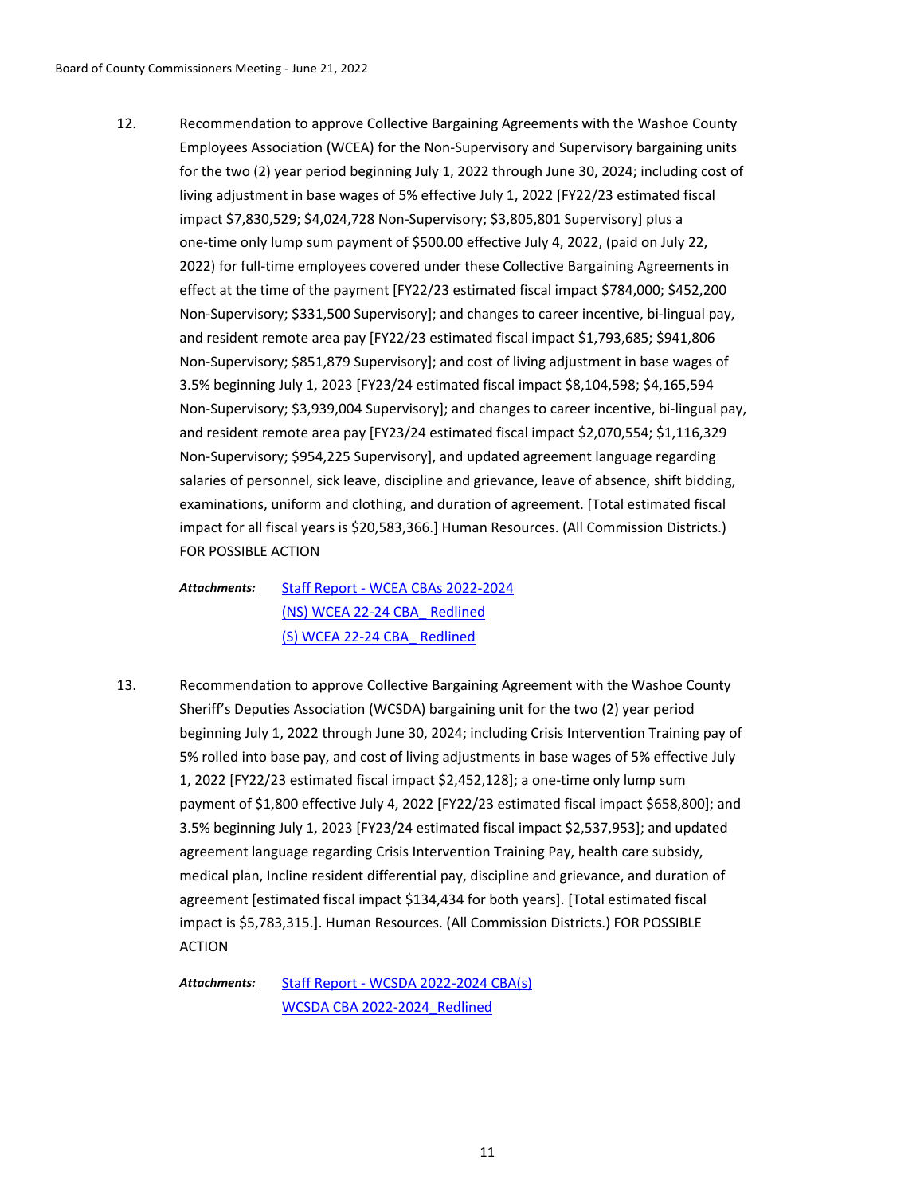12. Recommendation to approve Collective Bargaining Agreements with the Washoe County Employees Association (WCEA) for the Non-Supervisory and Supervisory bargaining units for the two (2) year period beginning July 1, 2022 through June 30, 2024; including cost of living adjustment in base wages of 5% effective July 1, 2022 [FY22/23 estimated fiscal impact $7,830,529; $4,024,728 Non-Supervisory; $3,805,801 Supervisory] plus a one-time only lump sum payment of $500.00 effective July 4, 2022, (paid on July 22, 2022) for full-time employees covered under these Collective Bargaining Agreements in effect at the time of the payment [FY22/23 estimated fiscal impact $784,000; $452,200 Non-Supervisory; $331,500 Supervisory]; and changes to career incentive, bi-lingual pay, and resident remote area pay [FY22/23 estimated fiscal impact $1,793,685; $941,806 Non-Supervisory; $851,879 Supervisory]; and cost of living adjustment in base wages of 3.5% beginning July 1, 2023 [FY23/24 estimated fiscal impact $8,104,598; $4,165,594 Non-Supervisory; $3,939,004 Supervisory]; and changes to career incentive, bi-lingual pay, and resident remote area pay [FY23/24 estimated fiscal impact $2,070,554; $1,116,329 Non-Supervisory; $954,225 Supervisory], and updated agreement language regarding salaries of personnel, sick leave, discipline and grievance, leave of absence, shift bidding, examinations, uniform and clothing, and duration of agreement. [Total estimated fiscal impact for all fiscal years is $20,583,366.] Human Resources. (All Commission Districts.) FOR POSSIBLE ACTION

***Attachments:*** Staff Report - WCEA CBAs 2022-2024
(NS) WCEA 22-24 CBA_ Redlined
(S) WCEA 22-24 CBA_ Redlined

13. Recommendation to approve Collective Bargaining Agreement with the Washoe County Sheriff's Deputies Association (WCSDA) bargaining unit for the two (2) year period beginning July 1, 2022 through June 30, 2024; including Crisis Intervention Training pay of 5% rolled into base pay, and cost of living adjustments in base wages of 5% effective July 1, 2022 [FY22/23 estimated fiscal impact $2,452,128]; a one-time only lump sum payment of $1,800 effective July 4, 2022 [FY22/23 estimated fiscal impact $658,800]; and 3.5% beginning July 1, 2023 [FY23/24 estimated fiscal impact $2,537,953]; and updated agreement language regarding Crisis Intervention Training Pay, health care subsidy, medical plan, Incline resident differential pay, discipline and grievance, and duration of agreement [estimated fiscal impact $134,434 for both years]. [Total estimated fiscal impact is $5,783,315.]. Human Resources. (All Commission Districts.) FOR POSSIBLE ACTION

***Attachments:*** Staff Report - WCSDA 2022-2024 CBA(s)
WCSDA CBA 2022-2024_Redlined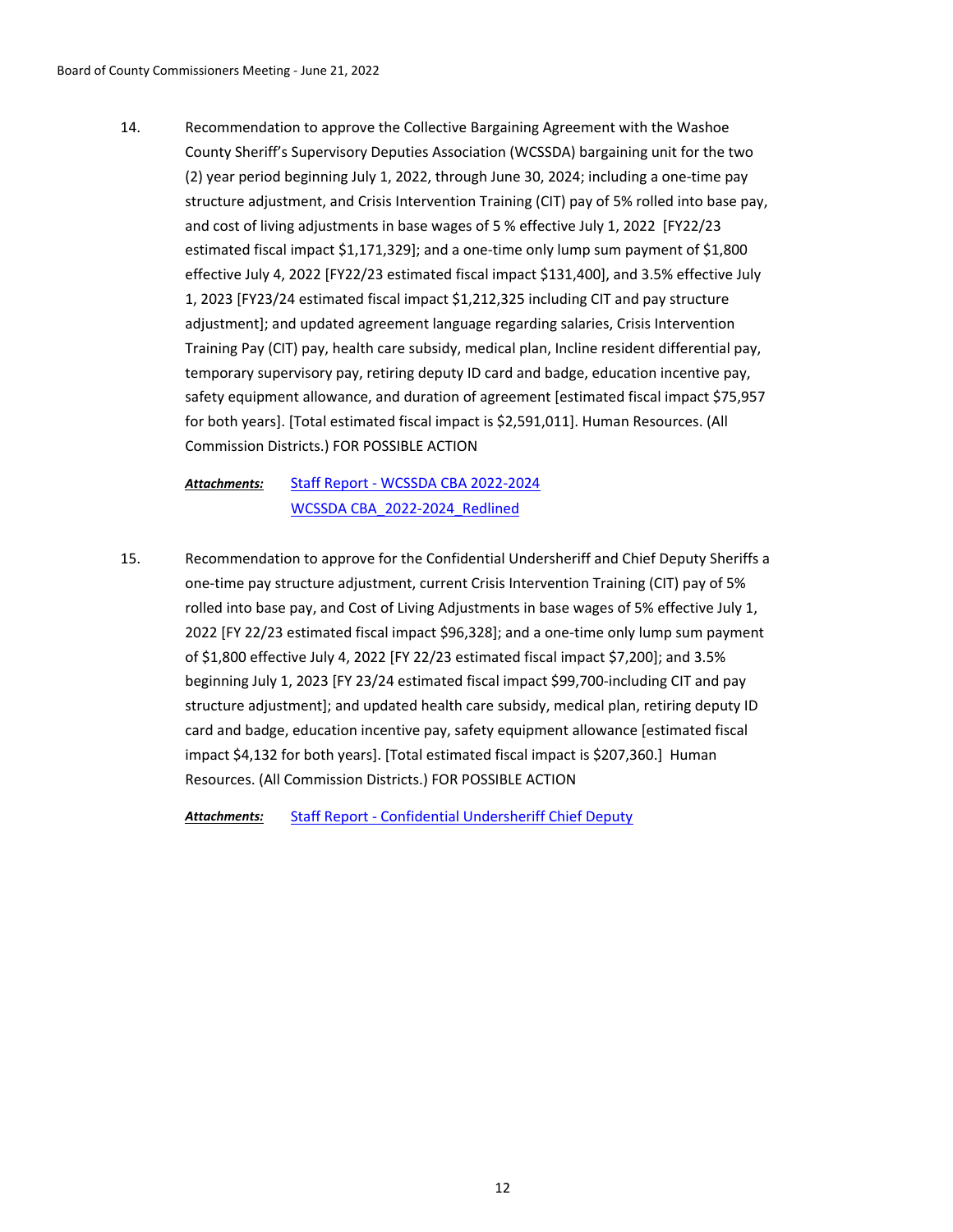14. Recommendation to approve the Collective Bargaining Agreement with the Washoe County Sheriff's Supervisory Deputies Association (WCSSDA) bargaining unit for the two (2) year period beginning July 1, 2022, through June 30, 2024; including a one-time pay structure adjustment, and Crisis Intervention Training (CIT) pay of 5% rolled into base pay, and cost of living adjustments in base wages of 5 % effective July 1, 2022 [FY22/23 estimated fiscal impact $1,171,329]; and a one-time only lump sum payment of $1,800 effective July 4, 2022 [FY22/23 estimated fiscal impact $131,400], and 3.5% effective July 1, 2023 [FY23/24 estimated fiscal impact $1,212,325 including CIT and pay structure adjustment]; and updated agreement language regarding salaries, Crisis Intervention Training Pay (CIT) pay, health care subsidy, medical plan, Incline resident differential pay, temporary supervisory pay, retiring deputy ID card and badge, education incentive pay, safety equipment allowance, and duration of agreement [estimated fiscal impact $75,957 for both years]. [Total estimated fiscal impact is $2,591,011]. Human Resources. (All Commission Districts.) FOR POSSIBLE ACTION

   ***Attachments:*** Staff Report - WCSSDA CBA 2022-2024
   WCSSDA CBA_2022-2024_Redlined

15. Recommendation to approve for the Confidential Undersheriff and Chief Deputy Sheriffs a one-time pay structure adjustment, current Crisis Intervention Training (CIT) pay of 5% rolled into base pay, and Cost of Living Adjustments in base wages of 5% effective July 1, 2022 [FY 22/23 estimated fiscal impact $96,328]; and a one-time only lump sum payment of $1,800 effective July 4, 2022 [FY 22/23 estimated fiscal impact $7,200]; and 3.5% beginning July 1, 2023 [FY 23/24 estimated fiscal impact $99,700-including CIT and pay structure adjustment]; and updated health care subsidy, medical plan, retiring deputy ID card and badge, education incentive pay, safety equipment allowance [estimated fiscal impact $4,132 for both years]. [Total estimated fiscal impact is $207,360.] Human Resources. (All Commission Districts.) FOR POSSIBLE ACTION

   ***Attachments:*** Staff Report - Confidential Undersheriff Chief Deputy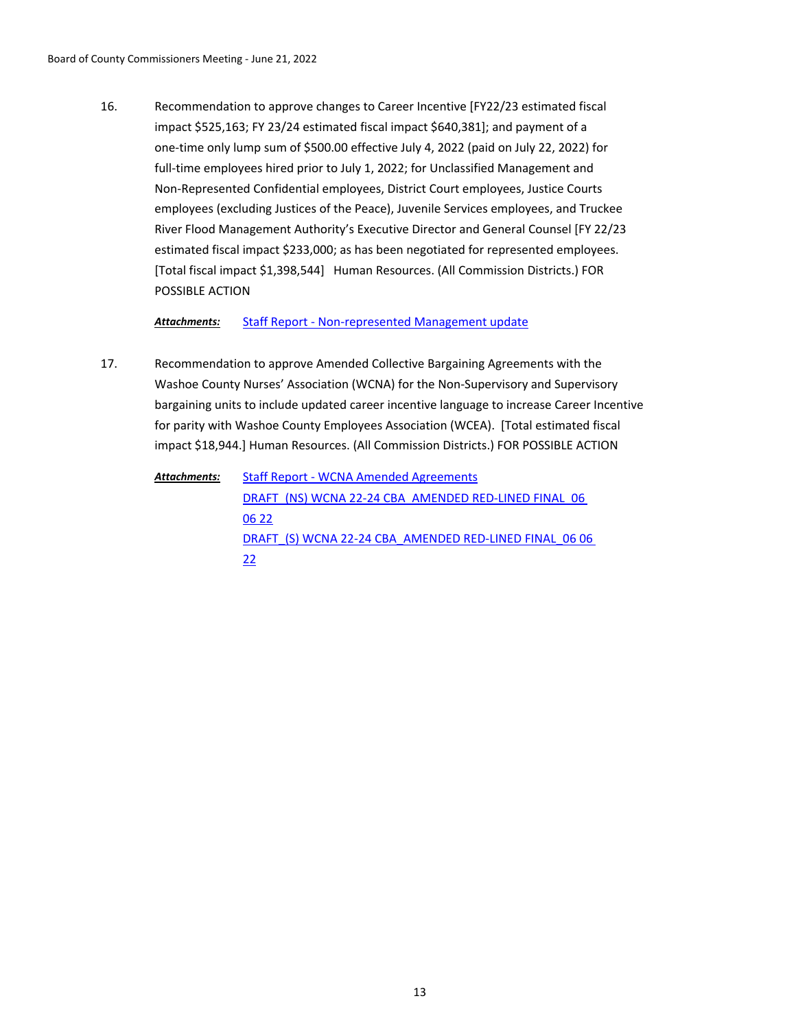16. Recommendation to approve changes to Career Incentive [FY22/23 estimated fiscal impact $525,163; FY 23/24 estimated fiscal impact $640,381]; and payment of a one-time only lump sum of $500.00 effective July 4, 2022 (paid on July 22, 2022) for full-time employees hired prior to July 1, 2022; for Unclassified Management and Non-Represented Confidential employees, District Court employees, Justice Courts employees (excluding Justices of the Peace), Juvenile Services employees, and Truckee River Flood Management Authority's Executive Director and General Counsel [FY 22/23 estimated fiscal impact $233,000; as has been negotiated for represented employees. [Total fiscal impact $1,398,544] Human Resources. (All Commission Districts.) FOR POSSIBLE ACTION

    ***Attachments:*** Staff Report - Non-represented Management update

17. Recommendation to approve Amended Collective Bargaining Agreements with the Washoe County Nurses' Association (WCNA) for the Non-Supervisory and Supervisory bargaining units to include updated career incentive language to increase Career Incentive for parity with Washoe County Employees Association (WCEA). [Total estimated fiscal impact $18,944.] Human Resources. (All Commission Districts.) FOR POSSIBLE ACTION

    ***Attachments:*** Staff Report - WCNA Amended Agreements
    DRAFT (NS) WCNA 22-24 CBA AMENDED RED-LINED FINAL 06 06 22
    DRAFT_(S) WCNA 22-24 CBA_AMENDED RED-LINED FINAL_06 06 22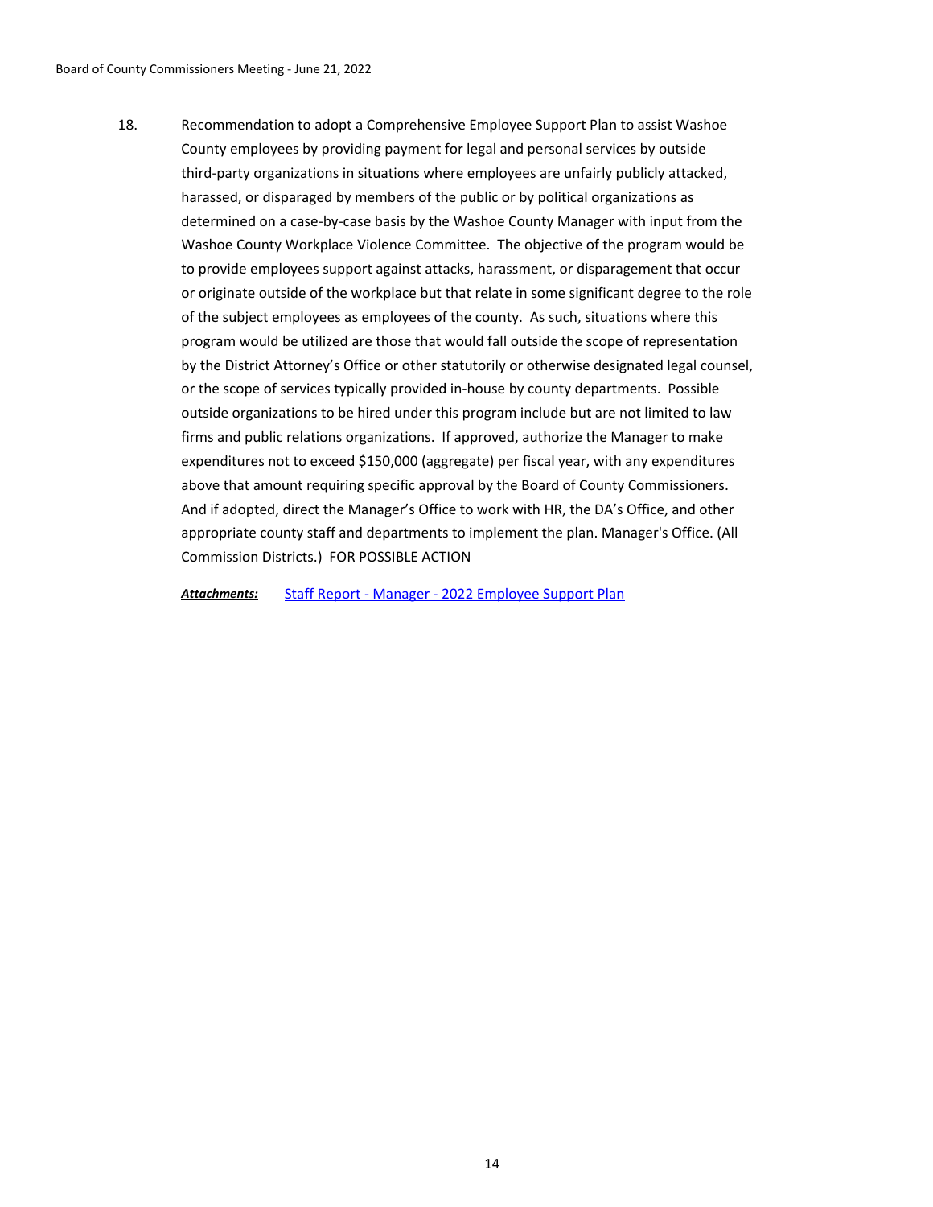18. Recommendation to adopt a Comprehensive Employee Support Plan to assist Washoe County employees by providing payment for legal and personal services by outside third-party organizations in situations where employees are unfairly publicly attacked, harassed, or disparaged by members of the public or by political organizations as determined on a case-by-case basis by the Washoe County Manager with input from the Washoe County Workplace Violence Committee. The objective of the program would be to provide employees support against attacks, harassment, or disparagement that occur or originate outside of the workplace but that relate in some significant degree to the role of the subject employees as employees of the county. As such, situations where this program would be utilized are those that would fall outside the scope of representation by the District Attorney's Office or other statutorily or otherwise designated legal counsel, or the scope of services typically provided in-house by county departments. Possible outside organizations to be hired under this program include but are not limited to law firms and public relations organizations. If approved, authorize the Manager to make expenditures not to exceed $150,000 (aggregate) per fiscal year, with any expenditures above that amount requiring specific approval by the Board of County Commissioners. And if adopted, direct the Manager's Office to work with HR, the DA's Office, and other appropriate county staff and departments to implement the plan. Manager's Office. (All Commission Districts.) FOR POSSIBLE ACTION

***Attachments:*** Staff Report - Manager - 2022 Employee Support Plan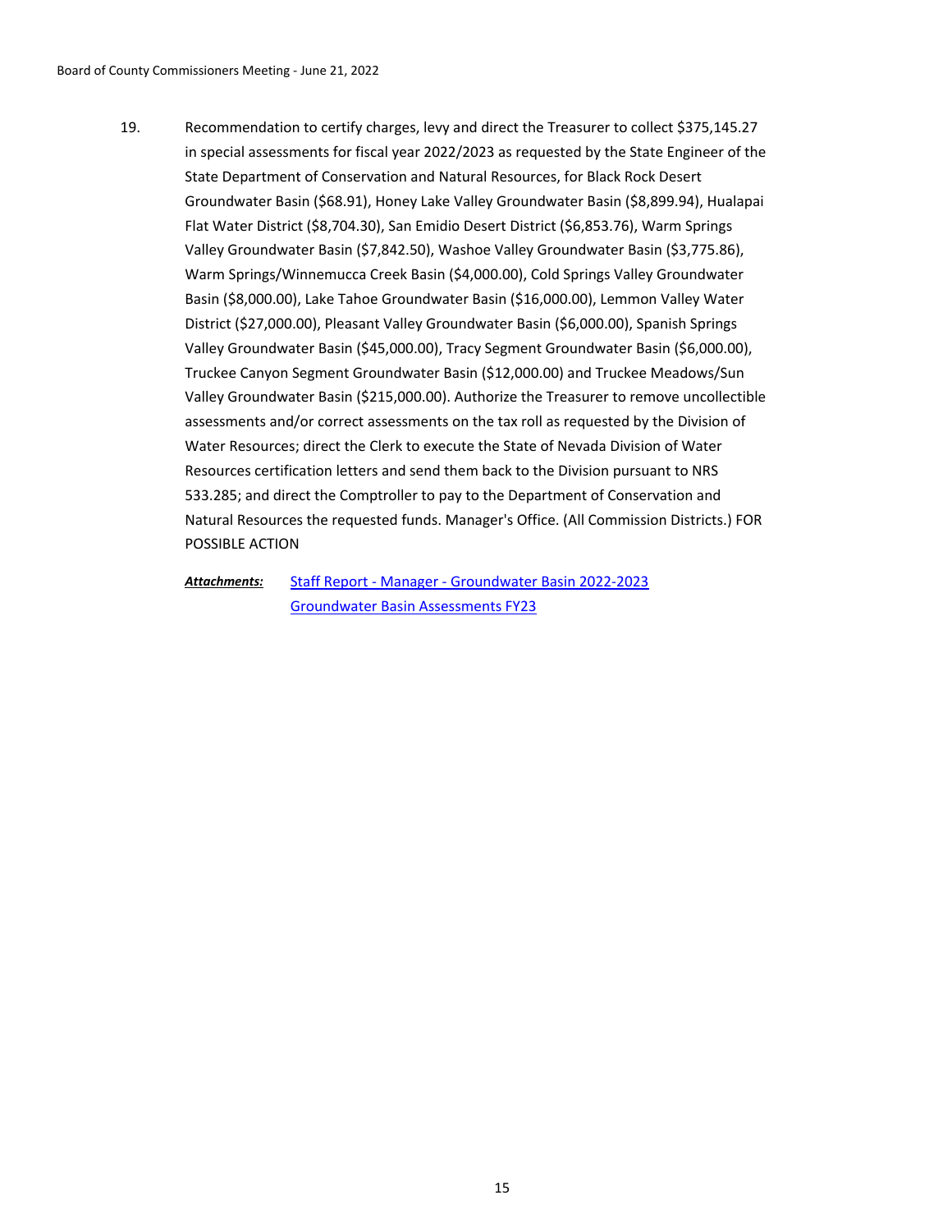19. Recommendation to certify charges, levy and direct the Treasurer to collect $375,145.27 in special assessments for fiscal year 2022/2023 as requested by the State Engineer of the State Department of Conservation and Natural Resources, for Black Rock Desert Groundwater Basin ($68.91), Honey Lake Valley Groundwater Basin ($8,899.94), Hualapai Flat Water District ($8,704.30), San Emidio Desert District ($6,853.76), Warm Springs Valley Groundwater Basin ($7,842.50), Washoe Valley Groundwater Basin ($3,775.86), Warm Springs/Winnemucca Creek Basin ($4,000.00), Cold Springs Valley Groundwater Basin ($8,000.00), Lake Tahoe Groundwater Basin ($16,000.00), Lemmon Valley Water District ($27,000.00), Pleasant Valley Groundwater Basin ($6,000.00), Spanish Springs Valley Groundwater Basin ($45,000.00), Tracy Segment Groundwater Basin ($6,000.00), Truckee Canyon Segment Groundwater Basin ($12,000.00) and Truckee Meadows/Sun Valley Groundwater Basin ($215,000.00). Authorize the Treasurer to remove uncollectible assessments and/or correct assessments on the tax roll as requested by the Division of Water Resources; direct the Clerk to execute the State of Nevada Division of Water Resources certification letters and send them back to the Division pursuant to NRS 533.285; and direct the Comptroller to pay to the Department of Conservation and Natural Resources the requested funds. Manager's Office. (All Commission Districts.) FOR POSSIBLE ACTION

***Attachments:*** Staff Report - Manager - Groundwater Basin 2022-2023
Groundwater Basin Assessments FY23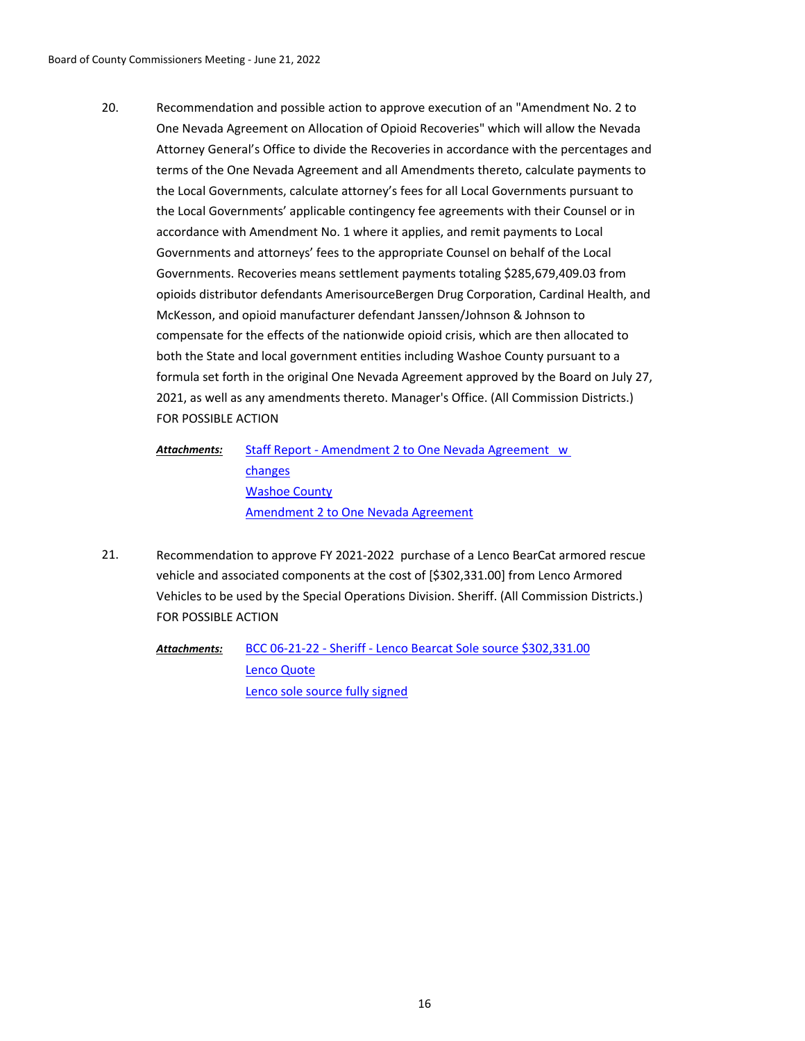20. Recommendation and possible action to approve execution of an "Amendment No. 2 to One Nevada Agreement on Allocation of Opioid Recoveries" which will allow the Nevada Attorney General's Office to divide the Recoveries in accordance with the percentages and terms of the One Nevada Agreement and all Amendments thereto, calculate payments to the Local Governments, calculate attorney's fees for all Local Governments pursuant to the Local Governments' applicable contingency fee agreements with their Counsel or in accordance with Amendment No. 1 where it applies, and remit payments to Local Governments and attorneys' fees to the appropriate Counsel on behalf of the Local Governments. Recoveries means settlement payments totaling $285,679,409.03 from opioids distributor defendants AmerisourceBergen Drug Corporation, Cardinal Health, and McKesson, and opioid manufacturer defendant Janssen/Johnson & Johnson to compensate for the effects of the nationwide opioid crisis, which are then allocated to both the State and local government entities including Washoe County pursuant to a formula set forth in the original One Nevada Agreement approved by the Board on July 27, 2021, as well as any amendments thereto. Manager's Office. (All Commission Districts.) FOR POSSIBLE ACTION

    ***Attachments:*** Staff Report - Amendment 2 to One Nevada Agreement w changes
    Washoe County
    Amendment 2 to One Nevada Agreement

21. Recommendation to approve FY 2021-2022 purchase of a Lenco BearCat armored rescue vehicle and associated components at the cost of [$302,331.00] from Lenco Armored Vehicles to be used by the Special Operations Division. Sheriff. (All Commission Districts.) FOR POSSIBLE ACTION

    ***Attachments:*** BCC 06-21-22 - Sheriff - Lenco Bearcat Sole source $302,331.00
    Lenco Quote
    Lenco sole source fully signed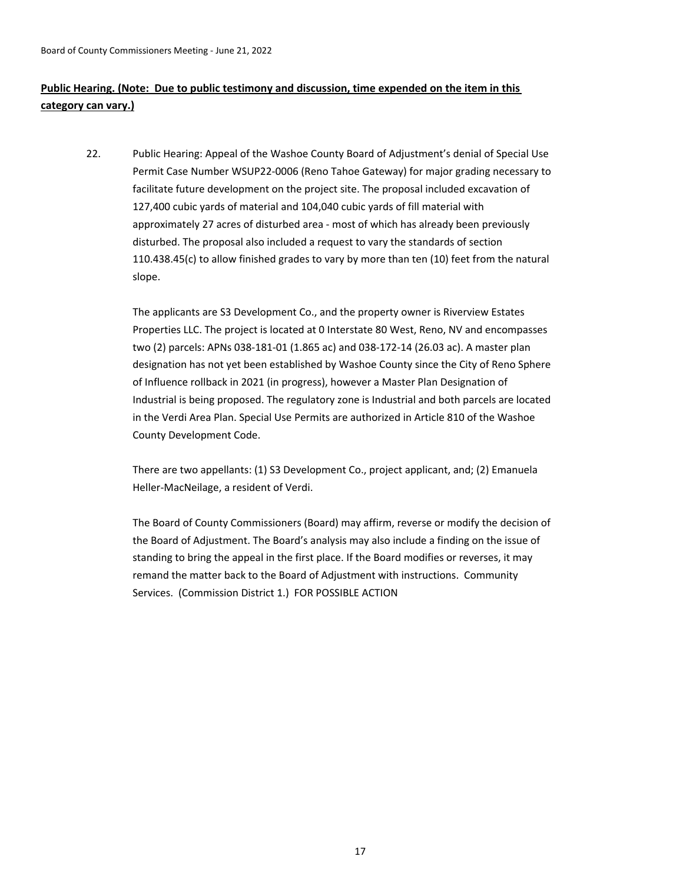**Public Hearing. (Note: Due to public testimony and discussion, time expended on the item in this category can vary.)**

22. Public Hearing: Appeal of the Washoe County Board of Adjustment's denial of Special Use Permit Case Number WSUP22-0006 (Reno Tahoe Gateway) for major grading necessary to facilitate future development on the project site. The proposal included excavation of 127,400 cubic yards of material and 104,040 cubic yards of fill material with approximately 27 acres of disturbed area - most of which has already been previously disturbed. The proposal also included a request to vary the standards of section 110.438.45(c) to allow finished grades to vary by more than ten (10) feet from the natural slope.

    The applicants are S3 Development Co., and the property owner is Riverview Estates Properties LLC. The project is located at 0 Interstate 80 West, Reno, NV and encompasses two (2) parcels: APNs 038-181-01 (1.865 ac) and 038-172-14 (26.03 ac). A master plan designation has not yet been established by Washoe County since the City of Reno Sphere of Influence rollback in 2021 (in progress), however a Master Plan Designation of Industrial is being proposed. The regulatory zone is Industrial and both parcels are located in the Verdi Area Plan. Special Use Permits are authorized in Article 810 of the Washoe County Development Code.

    There are two appellants: (1) S3 Development Co., project applicant, and; (2) Emanuela Heller-MacNeilage, a resident of Verdi.

    The Board of County Commissioners (Board) may affirm, reverse or modify the decision of the Board of Adjustment. The Board's analysis may also include a finding on the issue of standing to bring the appeal in the first place. If the Board modifies or reverses, it may remand the matter back to the Board of Adjustment with instructions. Community Services. (Commission District 1.) FOR POSSIBLE ACTION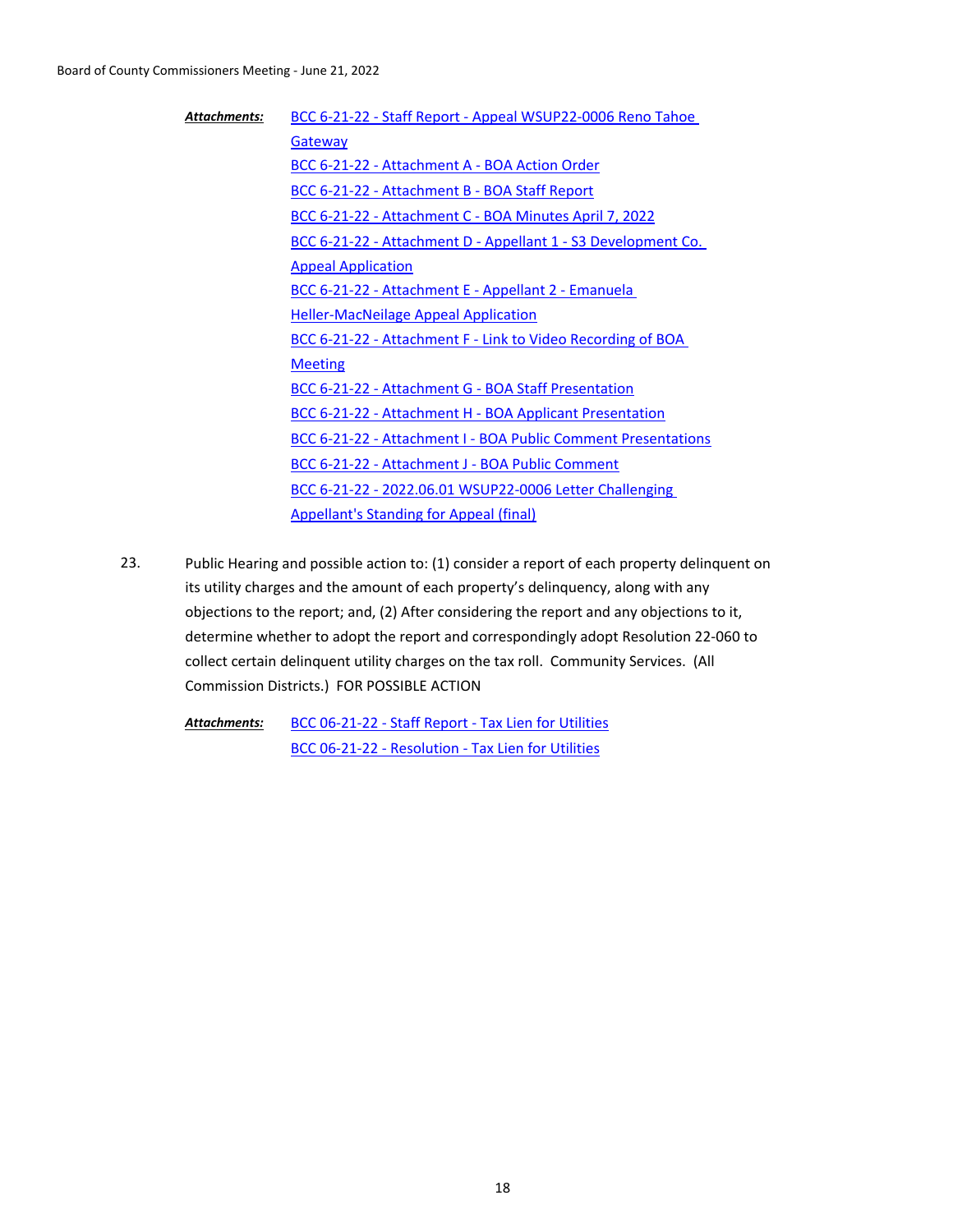***Attachments:***
BCC 6-21-22 - Staff Report - Appeal WSUP22-0006 Reno Tahoe Gateway
BCC 6-21-22 - Attachment A - BOA Action Order
BCC 6-21-22 - Attachment B - BOA Staff Report
BCC 6-21-22 - Attachment C - BOA Minutes April 7, 2022
BCC 6-21-22 - Attachment D - Appellant 1 - S3 Development Co. Appeal Application
BCC 6-21-22 - Attachment E - Appellant 2 - Emanuela Heller-MacNeilage Appeal Application
BCC 6-21-22 - Attachment F - Link to Video Recording of BOA Meeting
BCC 6-21-22 - Attachment G - BOA Staff Presentation
BCC 6-21-22 - Attachment H - BOA Applicant Presentation
BCC 6-21-22 - Attachment I - BOA Public Comment Presentations
BCC 6-21-22 - Attachment J - BOA Public Comment
BCC 6-21-22 - 2022.06.01 WSUP22-0006 Letter Challenging Appellant's Standing for Appeal (final)

23. Public Hearing and possible action to: (1) consider a report of each property delinquent on its utility charges and the amount of each property's delinquency, along with any objections to the report; and, (2) After considering the report and any objections to it, determine whether to adopt the report and correspondingly adopt Resolution 22-060 to collect certain delinquent utility charges on the tax roll. Community Services. (All Commission Districts.) FOR POSSIBLE ACTION

***Attachments:***
BCC 06-21-22 - Staff Report - Tax Lien for Utilities
BCC 06-21-22 - Resolution - Tax Lien for Utilities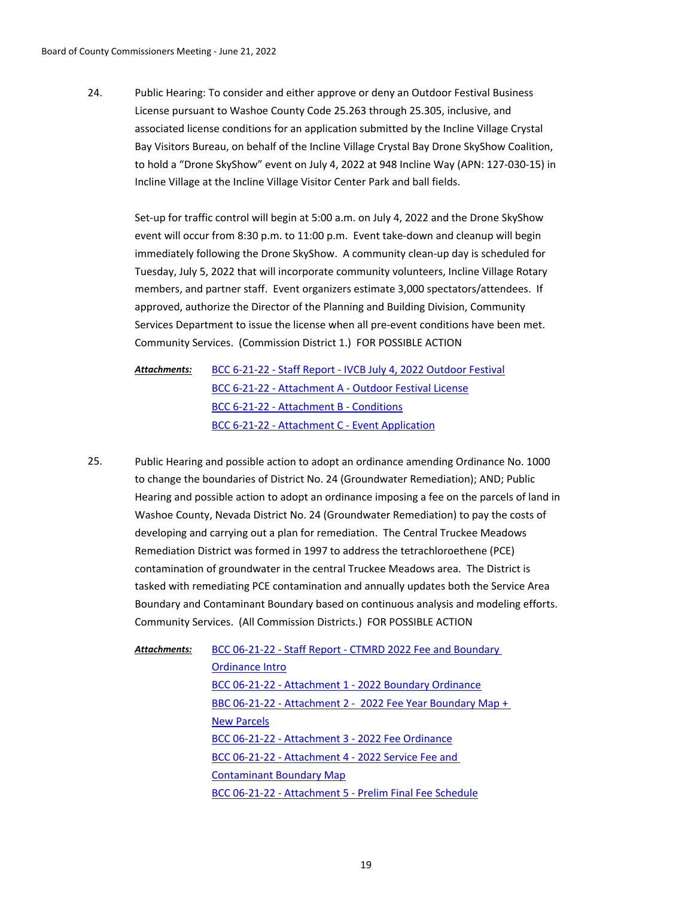24. Public Hearing: To consider and either approve or deny an Outdoor Festival Business License pursuant to Washoe County Code 25.263 through 25.305, inclusive, and associated license conditions for an application submitted by the Incline Village Crystal Bay Visitors Bureau, on behalf of the Incline Village Crystal Bay Drone SkyShow Coalition, to hold a "Drone SkyShow" event on July 4, 2022 at 948 Incline Way (APN: 127-030-15) in Incline Village at the Incline Village Visitor Center Park and ball fields.

    Set-up for traffic control will begin at 5:00 a.m. on July 4, 2022 and the Drone SkyShow event will occur from 8:30 p.m. to 11:00 p.m. Event take-down and cleanup will begin immediately following the Drone SkyShow. A community clean-up day is scheduled for Tuesday, July 5, 2022 that will incorporate community volunteers, Incline Village Rotary members, and partner staff. Event organizers estimate 3,000 spectators/attendees. If approved, authorize the Director of the Planning and Building Division, Community Services Department to issue the license when all pre-event conditions have been met. Community Services. (Commission District 1.) FOR POSSIBLE ACTION

    ***Attachments:*** BCC 6-21-22 - Staff Report - IVCB July 4, 2022 Outdoor Festival
    BCC 6-21-22 - Attachment A - Outdoor Festival License
    BCC 6-21-22 - Attachment B - Conditions
    BCC 6-21-22 - Attachment C - Event Application

25. Public Hearing and possible action to adopt an ordinance amending Ordinance No. 1000 to change the boundaries of District No. 24 (Groundwater Remediation); AND; Public Hearing and possible action to adopt an ordinance imposing a fee on the parcels of land in Washoe County, Nevada District No. 24 (Groundwater Remediation) to pay the costs of developing and carrying out a plan for remediation. The Central Truckee Meadows Remediation District was formed in 1997 to address the tetrachloroethene (PCE) contamination of groundwater in the central Truckee Meadows area. The District is tasked with remediating PCE contamination and annually updates both the Service Area Boundary and Contaminant Boundary based on continuous analysis and modeling efforts. Community Services. (All Commission Districts.) FOR POSSIBLE ACTION

    ***Attachments:*** BCC 06-21-22 - Staff Report - CTMRD 2022 Fee and Boundary Ordinance Intro
    BCC 06-21-22 - Attachment 1 - 2022 Boundary Ordinance
    BBC 06-21-22 - Attachment 2 - 2022 Fee Year Boundary Map + New Parcels
    BCC 06-21-22 - Attachment 3 - 2022 Fee Ordinance
    BCC 06-21-22 - Attachment 4 - 2022 Service Fee and Contaminant Boundary Map
    BCC 06-21-22 - Attachment 5 - Prelim Final Fee Schedule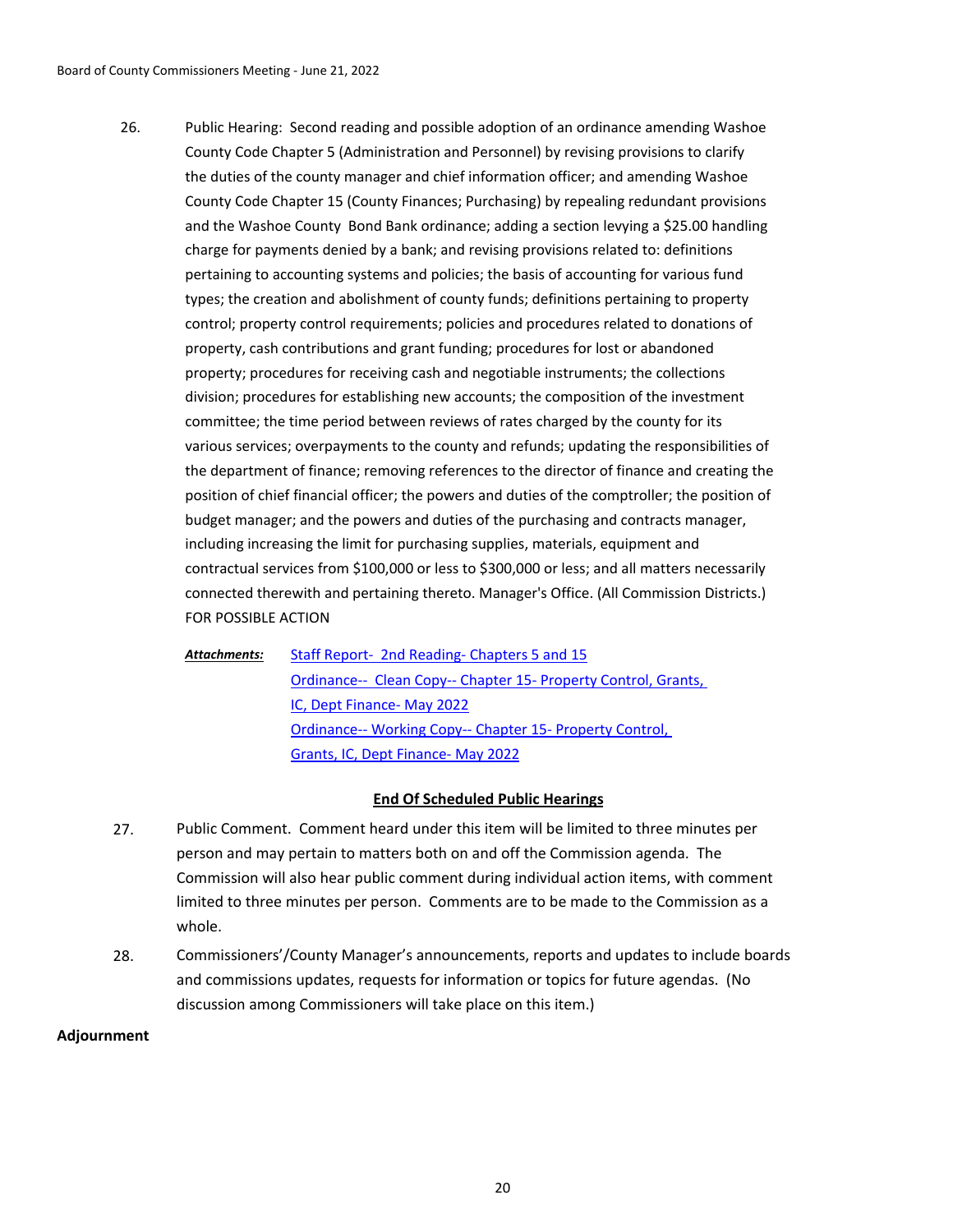26. Public Hearing: Second reading and possible adoption of an ordinance amending Washoe County Code Chapter 5 (Administration and Personnel) by revising provisions to clarify the duties of the county manager and chief information officer; and amending Washoe County Code Chapter 15 (County Finances; Purchasing) by repealing redundant provisions and the Washoe County Bond Bank ordinance; adding a section levying a $25.00 handling charge for payments denied by a bank; and revising provisions related to: definitions pertaining to accounting systems and policies; the basis of accounting for various fund types; the creation and abolishment of county funds; definitions pertaining to property control; property control requirements; policies and procedures related to donations of property, cash contributions and grant funding; procedures for lost or abandoned property; procedures for receiving cash and negotiable instruments; the collections division; procedures for establishing new accounts; the composition of the investment committee; the time period between reviews of rates charged by the county for its various services; overpayments to the county and refunds; updating the responsibilities of the department of finance; removing references to the director of finance and creating the position of chief financial officer; the powers and duties of the comptroller; the position of budget manager; and the powers and duties of the purchasing and contracts manager, including increasing the limit for purchasing supplies, materials, equipment and contractual services from $100,000 or less to $300,000 or less; and all matters necessarily connected therewith and pertaining thereto. Manager's Office. (All Commission Districts.) FOR POSSIBLE ACTION

    ***Attachments:*** Staff Report- 2nd Reading- Chapters 5 and 15
    Ordinance-- Clean Copy-- Chapter 15- Property Control, Grants, IC, Dept Finance- May 2022
    Ordinance-- Working Copy-- Chapter 15- Property Control, Grants, IC, Dept Finance- May 2022

**End Of Scheduled Public Hearings**

27. Public Comment. Comment heard under this item will be limited to three minutes per person and may pertain to matters both on and off the Commission agenda. The Commission will also hear public comment during individual action items, with comment limited to three minutes per person. Comments are to be made to the Commission as a whole.

28. Commissioners'/County Manager's announcements, reports and updates to include boards and commissions updates, requests for information or topics for future agendas. (No discussion among Commissioners will take place on this item.)

**Adjournment**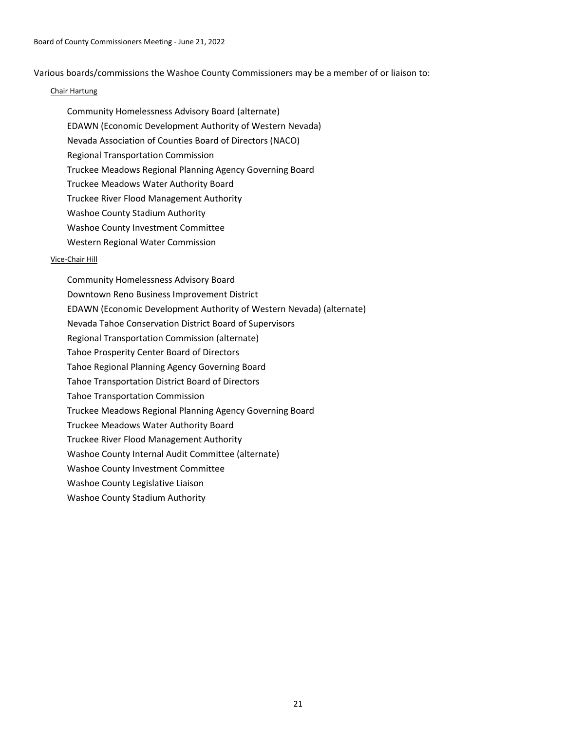Various boards/commissions the Washoe County Commissioners may be a member of or liaison to:

Chair Hartung

- Community Homelessness Advisory Board (alternate)
- EDAWN (Economic Development Authority of Western Nevada)
- Nevada Association of Counties Board of Directors (NACO)
- Regional Transportation Commission
- Truckee Meadows Regional Planning Agency Governing Board
- Truckee Meadows Water Authority Board
- Truckee River Flood Management Authority
- Washoe County Stadium Authority
- Washoe County Investment Committee
- Western Regional Water Commission

Vice-Chair Hill

- Community Homelessness Advisory Board
- Downtown Reno Business Improvement District
- EDAWN (Economic Development Authority of Western Nevada) (alternate)
- Nevada Tahoe Conservation District Board of Supervisors
- Regional Transportation Commission (alternate)
- Tahoe Prosperity Center Board of Directors
- Tahoe Regional Planning Agency Governing Board
- Tahoe Transportation District Board of Directors
- Tahoe Transportation Commission
- Truckee Meadows Regional Planning Agency Governing Board
- Truckee Meadows Water Authority Board
- Truckee River Flood Management Authority
- Washoe County Internal Audit Committee (alternate)
- Washoe County Investment Committee
- Washoe County Legislative Liaison
- Washoe County Stadium Authority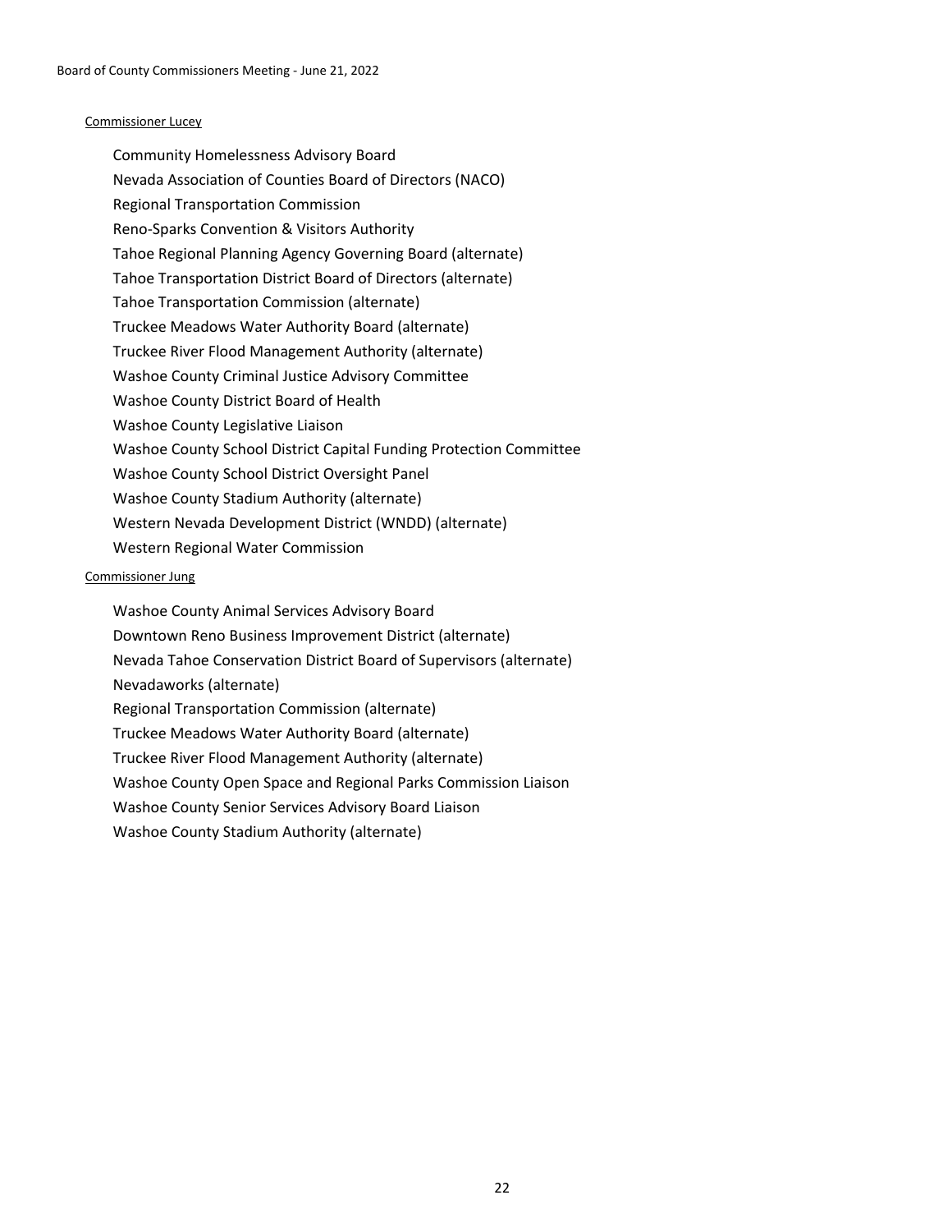Commissioner Lucey

- Community Homelessness Advisory Board
- Nevada Association of Counties Board of Directors (NACO)
- Regional Transportation Commission
- Reno-Sparks Convention & Visitors Authority
- Tahoe Regional Planning Agency Governing Board (alternate)
- Tahoe Transportation District Board of Directors (alternate)
- Tahoe Transportation Commission (alternate)
- Truckee Meadows Water Authority Board (alternate)
- Truckee River Flood Management Authority (alternate)
- Washoe County Criminal Justice Advisory Committee
- Washoe County District Board of Health
- Washoe County Legislative Liaison
- Washoe County School District Capital Funding Protection Committee
- Washoe County School District Oversight Panel
- Washoe County Stadium Authority (alternate)
- Western Nevada Development District (WNDD) (alternate)
- Western Regional Water Commission

Commissioner Jung

- Washoe County Animal Services Advisory Board
- Downtown Reno Business Improvement District (alternate)
- Nevada Tahoe Conservation District Board of Supervisors (alternate)
- Nevadaworks (alternate)
- Regional Transportation Commission (alternate)
- Truckee Meadows Water Authority Board (alternate)
- Truckee River Flood Management Authority (alternate)
- Washoe County Open Space and Regional Parks Commission Liaison
- Washoe County Senior Services Advisory Board Liaison
- Washoe County Stadium Authority (alternate)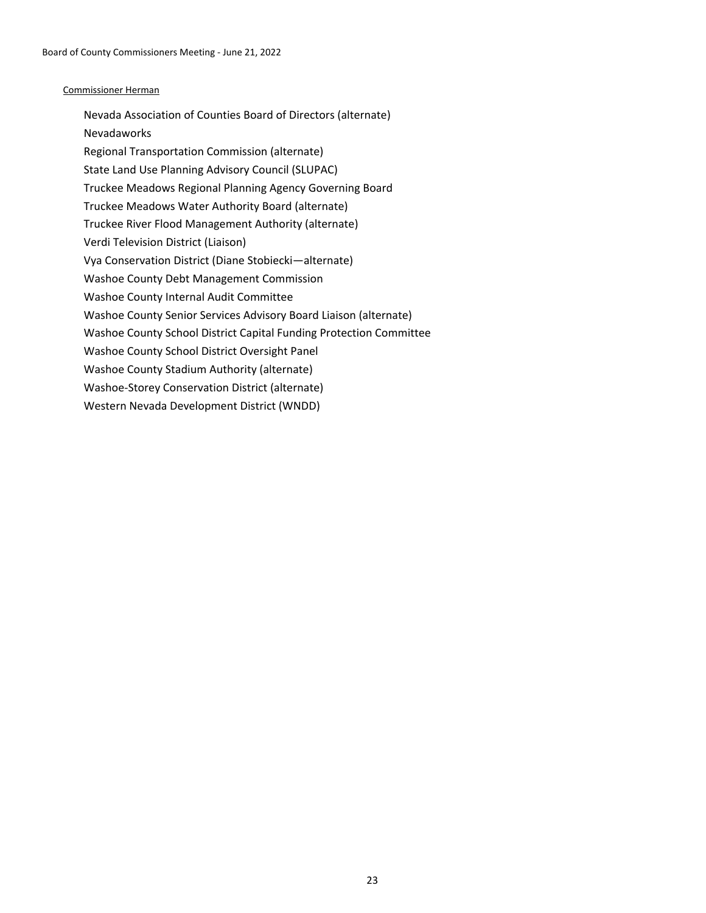Commissioner Herman

Nevada Association of Counties Board of Directors (alternate)
Nevadaworks
Regional Transportation Commission (alternate)
State Land Use Planning Advisory Council (SLUPAC)
Truckee Meadows Regional Planning Agency Governing Board
Truckee Meadows Water Authority Board (alternate)
Truckee River Flood Management Authority (alternate)
Verdi Television District (Liaison)
Vya Conservation District (Diane Stobiecki—alternate)
Washoe County Debt Management Commission
Washoe County Internal Audit Committee
Washoe County Senior Services Advisory Board Liaison (alternate)
Washoe County School District Capital Funding Protection Committee
Washoe County School District Oversight Panel
Washoe County Stadium Authority (alternate)
Washoe-Storey Conservation District (alternate)
Western Nevada Development District (WNDD)